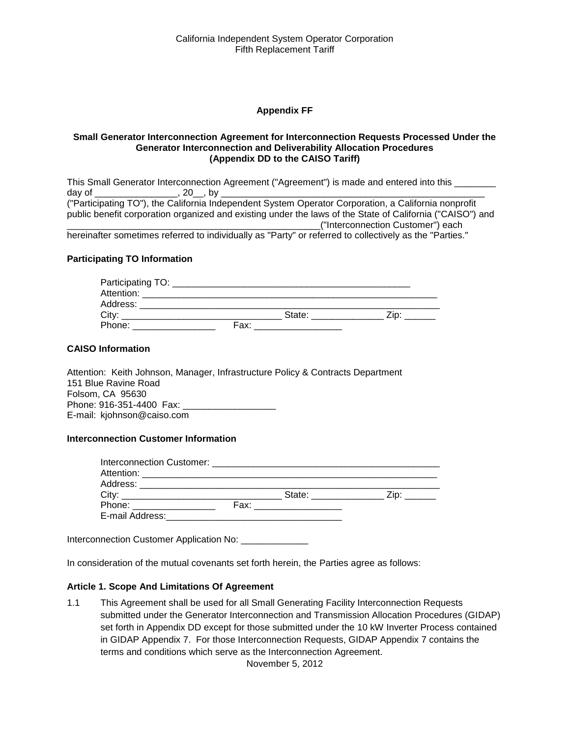# Appendix FF

## Small Generator Interconnection Agreement for Interconnection Requests Processed Under the Generator Interconnection and Deliverability Allocation Procedures (Appendix DD to the CAISO Tariff)

This Small Generator Interconnection Agreement ("Agreement") is made and entered into this ________ day of ________________, 20__, by ____________________________________________________ ("Participating TO"), the California Independent System Operator Corporation, a California nonprofit public benefit corporation organized and existing under the laws of the State of California ("CAISO") and __________________________________________________("Interconnection Customer") each hereinafter sometimes referred to individually as "Party" or referred to collectively as the "Parties."

**Participating TO Information**

Participating TO: ______________________________________________
Attention: ____________________________________________________________
Address: _____________________________________________________________
City: _______________________________ State: ______________ Zip: ______
Phone: ________________ Fax: _________________

**CAISO Information**

Attention: Keith Johnson, Manager, Infrastructure Policy & Contracts Department
151 Blue Ravine Road
Folsom, CA 95630
Phone: 916-351-4400 Fax: __________________
E-mail: kjohnson@caiso.com

**Interconnection Customer Information**

Interconnection Customer: _____________________________________________
Attention: ____________________________________________________________
Address: _____________________________________________________________
City: _______________________________ State: ______________ Zip: ______
Phone: ________________ Fax: _________________
E-mail Address:__________________________________

Interconnection Customer Application No: _____________

In consideration of the mutual covenants set forth herein, the Parties agree as follows:

**Article 1. Scope And Limitations Of Agreement**

1.1 This Agreement shall be used for all Small Generating Facility Interconnection Requests submitted under the Generator Interconnection and Transmission Allocation Procedures (GIDAP) set forth in Appendix DD except for those submitted under the 10 kW Inverter Process contained in GIDAP Appendix 7. For those Interconnection Requests, GIDAP Appendix 7 contains the terms and conditions which serve as the Interconnection Agreement.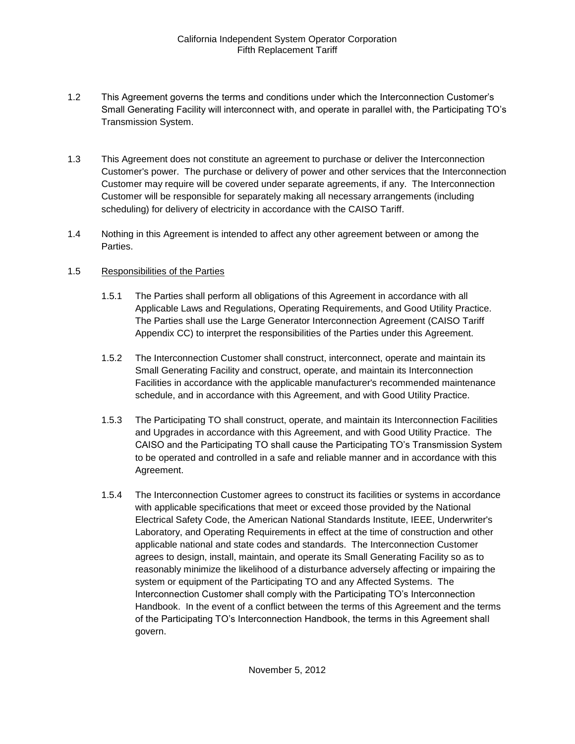1.2 This Agreement governs the terms and conditions under which the Interconnection Customer's Small Generating Facility will interconnect with, and operate in parallel with, the Participating TO's Transmission System.

1.3 This Agreement does not constitute an agreement to purchase or deliver the Interconnection Customer's power. The purchase or delivery of power and other services that the Interconnection Customer may require will be covered under separate requirements, if any. The Interconnection Customer will be responsible for separately making all necessary arrangements (including scheduling) for delivery of electricity in accordance with the CAISO Tariff.

1.4 Nothing in this Agreement is intended to affect any other agreement between or among the Parties.

1.5 Responsibilities of the Parties

1.5.1 The Parties shall perform all obligations of this Agreement in accordance with all Applicable Laws and Regulations, Operating Requirements, and Good Utility Practice. The Parties shall use the Large Generator Interconnection Agreement (CAISO Tariff Appendix CC) to interpret the responsibilities of the Parties under this Agreement.

1.5.2 The Interconnection Customer shall construct, interconnect, operate and maintain its Small Generating Facility and construct, operate, and maintain its Interconnection Facilities in accordance with the applicable manufacturer's recommended maintenance schedule, and in accordance with this Agreement, and with Good Utility Practice.

1.5.3 The Participating TO shall construct, operate, and maintain its Interconnection Facilities and Upgrades in accordance with this Agreement, and with Good Utility Practice. The CAISO and the Participating TO shall cause the Participating TO's Transmission System to be operated and controlled in a safe and reliable manner and in accordance with this Agreement.

1.5.4 The Interconnection Customer agrees to construct its facilities or systems in accordance with applicable specifications that meet or exceed those provided by the National Electrical Safety Code, the American National Standards Institute, IEEE, Underwriter's Laboratory, and Operating Requirements in effect at the time of construction and other applicable national and state codes and standards. The Interconnection Customer agrees to design, install, maintain, and operate its Small Generating Facility so as to reasonably minimize the likelihood of a disturbance adversely affecting or impairing the system or equipment of the Participating TO and any Affected Systems. The Interconnection Customer shall comply with the Participating TO's Interconnection Handbook. In the event of a conflict between the terms of this Agreement and the terms of the Participating TO's Interconnection Handbook, the terms in this Agreement shall govern.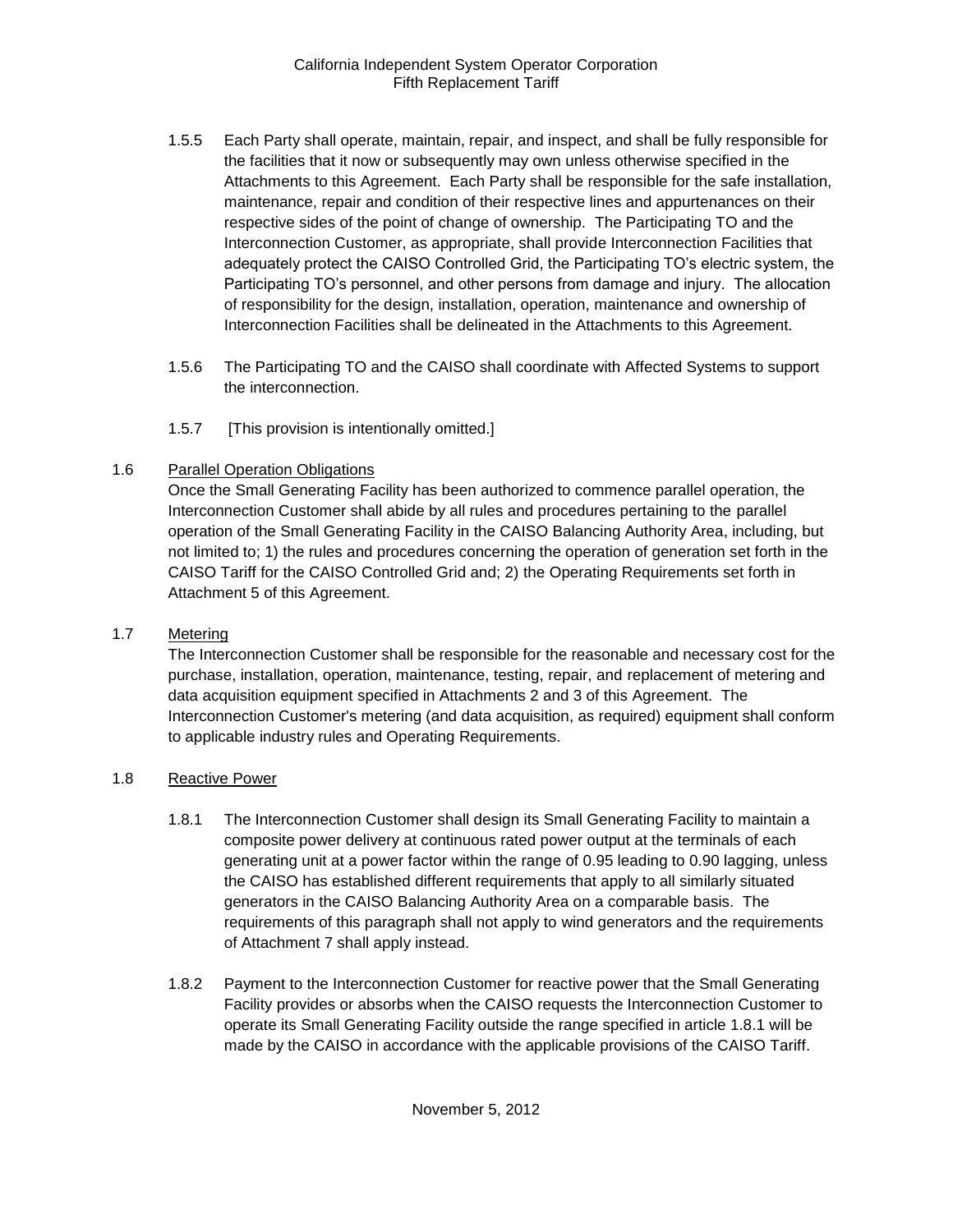1.5.5 Each Party shall operate, maintain, repair, and inspect, and shall be fully responsible for the facilities that it now or subsequently may own unless otherwise specified in the Attachments to this Agreement. Each Party shall be responsible for the safe installation, maintenance, repair and condition of their respective lines and appurtenances on their respective sides of the point of change of ownership. The Participating TO and the Interconnection Customer, as appropriate, shall provide Interconnection Facilities that adequately protect the CAISO Controlled Grid, the Participating TO's electric system, the Participating TO's personnel, and other persons from damage and injury. The allocation of responsibility for the design, installation, operation, maintenance and ownership of Interconnection Facilities shall be delineated in the Attachments to this Agreement.

1.5.6 The Participating TO and the CAISO shall coordinate with Affected Systems to support the interconnection.

1.5.7 [This provision is intentionally omitted.]

1.6 Parallel Operation Obligations

Once the Small Generating Facility has been authorized to commence parallel operation, the Interconnection Customer shall abide by all rules and procedures pertaining to the parallel operation of the Small Generating Facility in the CAISO Balancing Authority Area, including, but not limited to; 1) the rules and procedures concerning the operation of generation set forth in the CAISO Tariff for the CAISO Controlled Grid and; 2) the Operating Requirements set forth in Attachment 5 of this Agreement.

1.7 Metering

The Interconnection Customer shall be responsible for the reasonable and necessary cost for the purchase, installation, operation, maintenance, testing, repair, and replacement of metering and data acquisition equipment specified in Attachments 2 and 3 of this Agreement. The Interconnection Customer's metering (and data acquisition, as required) equipment shall conform to applicable industry rules and Operating Requirements.

1.8 Reactive Power

1.8.1 The Interconnection Customer shall design its Small Generating Facility to maintain a composite power delivery at continuous rated power output at the terminals of each generating unit at a power factor within the range of 0.95 leading to 0.90 lagging, unless the CAISO has established different requirements that apply to all similarly situated generators in the CAISO Balancing Authority Area on a comparable basis. The requirements of this paragraph shall not apply to wind generators and the requirements of Attachment 7 shall apply instead.

1.8.2 Payment to the Interconnection Customer for reactive power that the Small Generating Facility provides or absorbs when the CAISO requests the Interconnection Customer to operate its Small Generating Facility outside the range specified in article 1.8.1 will be made by the CAISO in accordance with the applicable provisions of the CAISO Tariff.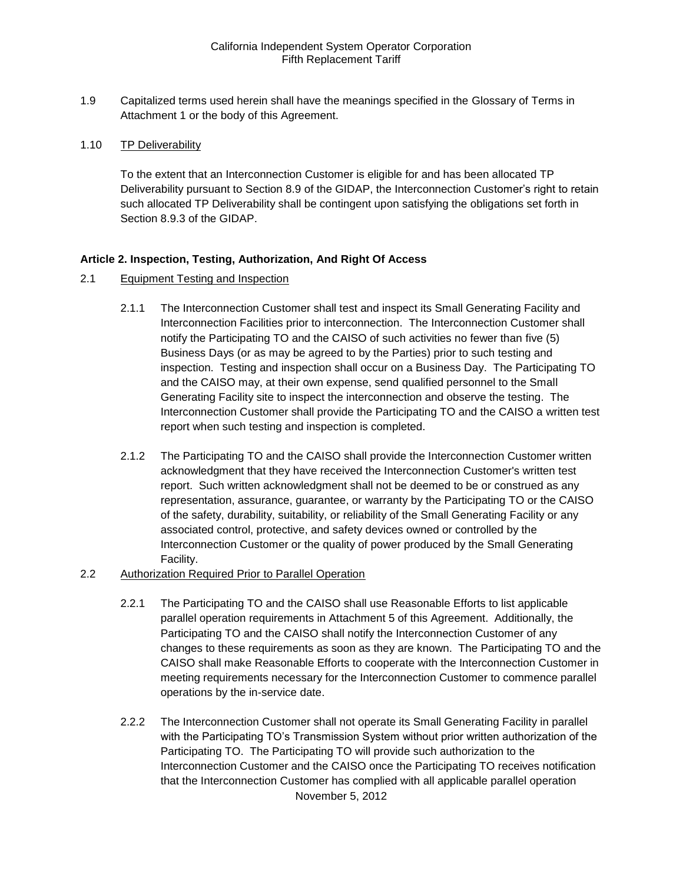1.9 Capitalized terms used herein shall have the meanings specified in the Glossary of Terms in Attachment 1 or the body of this Agreement.

1.10 TP Deliverability

To the extent that an Interconnection Customer is eligible for and has been allocated TP Deliverability pursuant to Section 8.9 of the GIDAP, the Interconnection Customer's right to retain such allocated TP Deliverability shall be contingent upon satisfying the obligations set forth in Section 8.9.3 of the GIDAP.

**Article 2. Inspection, Testing, Authorization, And Right Of Access**

2.1 Equipment Testing and Inspection

2.1.1 The Interconnection Customer shall test and inspect its Small Generating Facility and Interconnection Facilities prior to interconnection. The Interconnection Customer shall notify the Participating TO and the CAISO of such activities no fewer than five (5) Business Days (or as may be agreed to by the Parties) prior to such testing and inspection. Testing and inspection shall occur on a Business Day. The Participating TO and the CAISO may, at their own expense, send qualified personnel to the Small Generating Facility site to inspect the interconnection and observe the testing. The Interconnection Customer shall provide the Participating TO and the CAISO a written test report when such testing and inspection is completed.

2.1.2 The Participating TO and the CAISO shall provide the Interconnection Customer written acknowledgment that they have received the Interconnection Customer's written test report. Such written acknowledgment shall not be deemed to be or construed as any representation, assurance, guarantee, or warranty by the Participating TO or the CAISO of the safety, durability, suitability, or reliability of the Small Generating Facility or any associated control, protective, and safety devices owned or controlled by the Interconnection Customer or the quality of power produced by the Small Generating Facility.

2.2 Authorization Required Prior to Parallel Operation

2.2.1 The Participating TO and the CAISO shall use Reasonable Efforts to list applicable parallel operation requirements in Attachment 5 of this Agreement. Additionally, the Participating TO and the CAISO shall notify the Interconnection Customer of any changes to these requirements as soon as they are known. The Participating TO and the CAISO shall make Reasonable Efforts to cooperate with the Interconnection Customer in meeting requirements necessary for the Interconnection Customer to commence parallel operations by the in-service date.

2.2.2 The Interconnection Customer shall not operate its Small Generating Facility in parallel with the Participating TO's Transmission System without prior written authorization of the Participating TO. The Participating TO will provide such authorization to the Interconnection Customer and the CAISO once the Participating TO receives notification that the Interconnection Customer has complied with all applicable parallel operation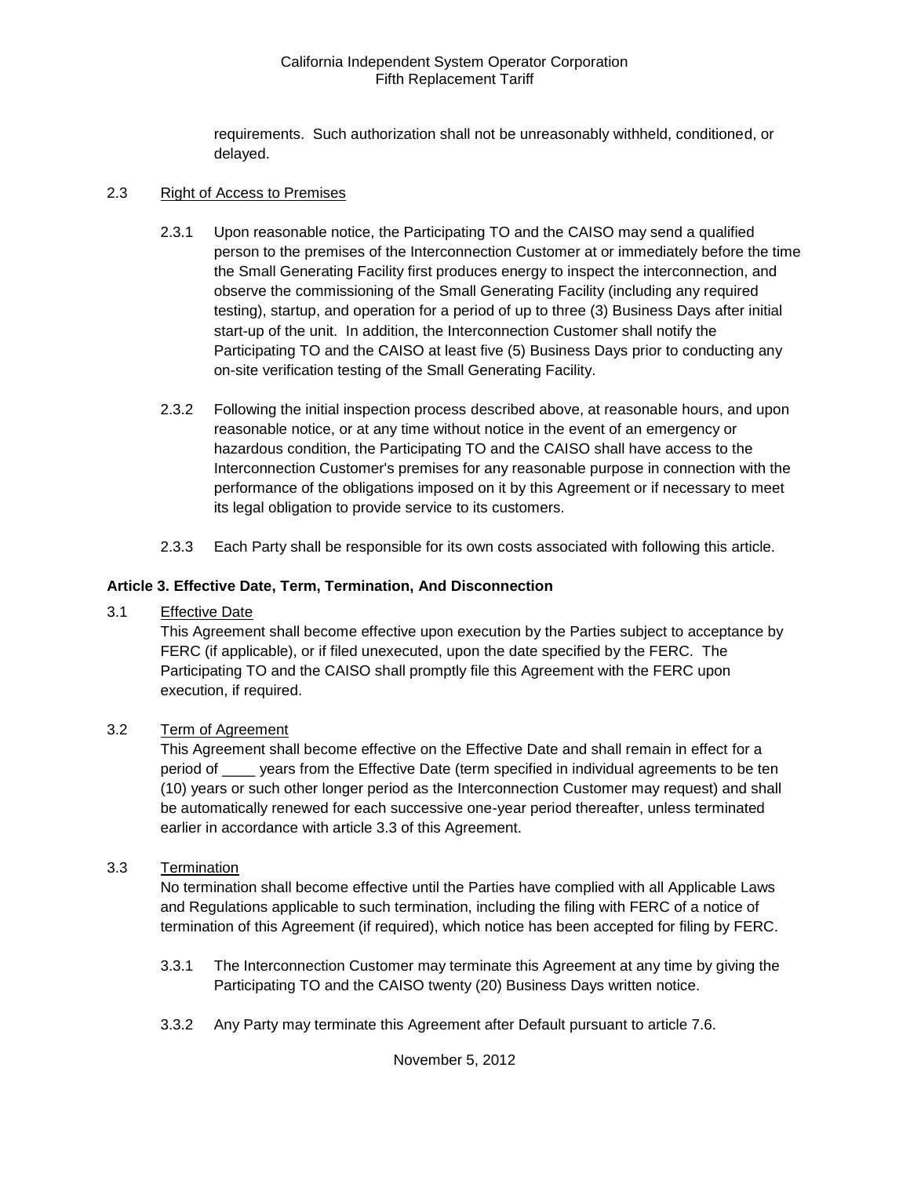requirements. Such authorization shall not be unreasonably withheld, conditioned, or delayed.

2.3 Right of Access to Premises

2.3.1 Upon reasonable notice, the Participating TO and the CAISO may send a qualified person to the premises of the Interconnection Customer at or immediately before the time the Small Generating Facility first produces energy to inspect the interconnection, and observe the commissioning of the Small Generating Facility (including any required testing), startup, and operation for a period of up to three (3) Business Days after initial start-up of the unit. In addition, the Interconnection Customer shall notify the Participating TO and the CAISO at least five (5) Business Days prior to conducting any on-site verification testing of the Small Generating Facility.

2.3.2 Following the initial inspection process described above, at reasonable hours, and upon reasonable notice, or at any time without notice in the event of an emergency or hazardous condition, the Participating TO and the CAISO shall have access to the Interconnection Customer's premises for any reasonable purpose in connection with the performance of the obligations imposed on it by this Agreement or if necessary to meet its legal obligation to provide service to its customers.

2.3.3 Each Party shall be responsible for its own costs associated with following this article.

**Article 3. Effective Date, Term, Termination, And Disconnection**

3.1 Effective Date

This Agreement shall become effective upon execution by the Parties subject to acceptance by FERC (if applicable), or if filed unexecuted, upon the date specified by the FERC. The Participating TO and the CAISO shall promptly file this Agreement with the FERC upon execution, if required.

3.2 Term of Agreement

This Agreement shall become effective on the Effective Date and shall remain in effect for a period of ____ years from the Effective Date (term specified in individual agreements to be ten (10) years or such other longer period as the Interconnection Customer may request) and shall be automatically renewed for each successive one-year period thereafter, unless terminated earlier in accordance with article 3.3 of this Agreement.

3.3 Termination

No termination shall become effective until the Parties have complied with all Applicable Laws and Regulations applicable to such termination, including the filing with FERC of a notice of termination of this Agreement (if required), which notice has been accepted for filing by FERC.

3.3.1 The Interconnection Customer may terminate this Agreement at any time by giving the Participating TO and the CAISO twenty (20) Business Days written notice.

3.3.2 Any Party may terminate this Agreement after Default pursuant to article 7.6.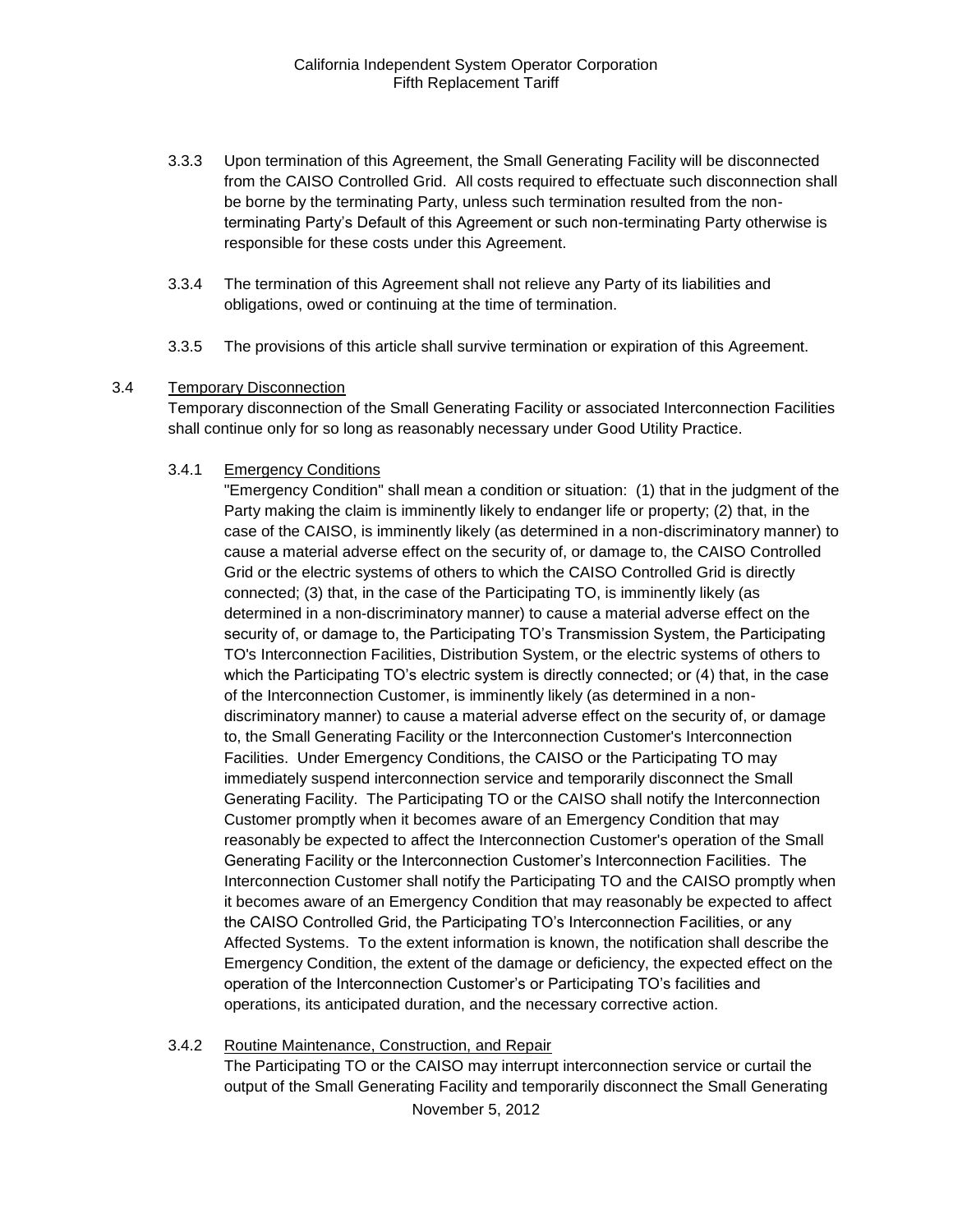3.3.3 Upon termination of this Agreement, the Small Generating Facility will be disconnected from the CAISO Controlled Grid. All costs required to effectuate such disconnection shall be borne by the terminating Party, unless such termination resulted from the non-terminating Party's Default of this Agreement or such non-terminating Party otherwise is responsible for these costs under this Agreement.

3.3.4 The termination of this Agreement shall not relieve any Party of its liabilities and obligations, owed or continuing at the time of termination.

3.3.5 The provisions of this article shall survive termination or expiration of this Agreement.

3.4 Temporary Disconnection

Temporary disconnection of the Small Generating Facility or associated Interconnection Facilities shall continue only for so long as reasonably necessary under Good Utility Practice.

3.4.1 Emergency Conditions

"Emergency Condition" shall mean a condition or situation: (1) that in the judgment of the Party making the claim is imminently likely to endanger life or property; (2) that, in the case of the CAISO, is imminently likely (as determined in a non-discriminatory manner) to cause a material adverse effect on the security of, or damage to, the CAISO Controlled Grid or the electric systems of others to which the CAISO Controlled Grid is directly connected; (3) that, in the case of the Participating TO, is imminently likely (as determined in a non-discriminatory manner) to cause a material adverse effect on the security of, or damage to, the Participating TO's Transmission System, the Participating TO's Interconnection Facilities, Distribution System, or the electric systems of others to which the Participating TO's electric system is directly connected; or (4) that, in the case of the Interconnection Customer, is imminently likely (as determined in a non-discriminatory manner) to cause a material adverse effect on the security of, or damage to, the Small Generating Facility or the Interconnection Customer's Interconnection Facilities. Under Emergency Conditions, the CAISO or the Participating TO may immediately suspend interconnection service and temporarily disconnect the Small Generating Facility. The Participating TO or the CAISO shall notify the Interconnection Customer promptly when it becomes aware of an Emergency Condition that may reasonably be expected to affect the Interconnection Customer's operation of the Small Generating Facility or the Interconnection Customer's Interconnection Facilities. The Interconnection Customer shall notify the Participating TO and the CAISO promptly when it becomes aware of an Emergency Condition that may reasonably be expected to affect the CAISO Controlled Grid, the Participating TO's Interconnection Facilities, or any Affected Systems. To the extent information is known, the notification shall describe the Emergency Condition, the extent of the damage or deficiency, the expected effect on the operation of the Interconnection Customer's or Participating TO's facilities and operations, its anticipated duration, and the necessary corrective action.

3.4.2 Routine Maintenance, Construction, and Repair

The Participating TO or the CAISO may interrupt interconnection service or curtail the output of the Small Generating Facility and temporarily disconnect the Small Generating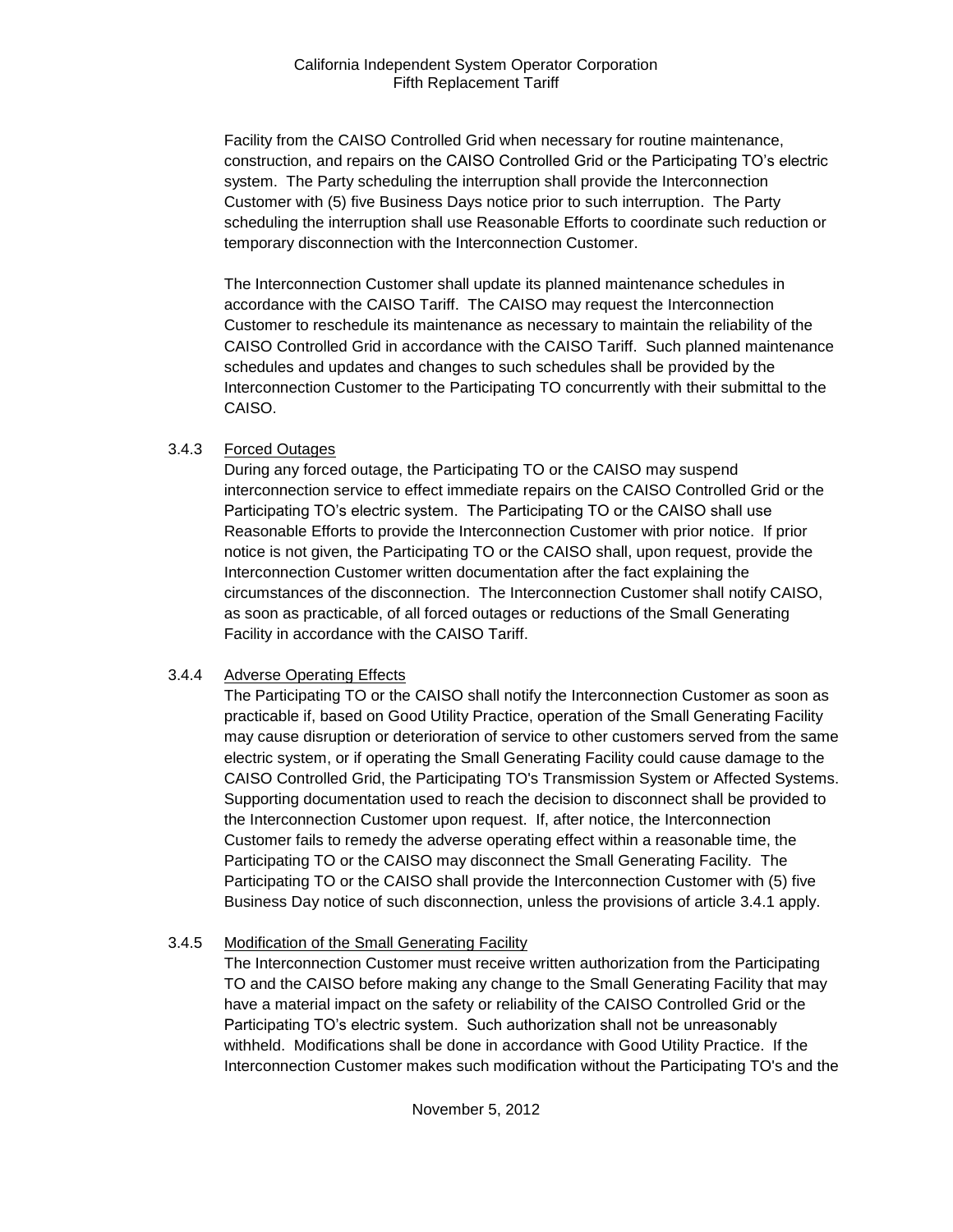Facility from the CAISO Controlled Grid when necessary for routine maintenance, construction, and repairs on the CAISO Controlled Grid or the Participating TO's electric system. The Party scheduling the interruption shall provide the Interconnection Customer with (5) five Business Days notice prior to such interruption. The Party scheduling the interruption shall use Reasonable Efforts to coordinate such reduction or temporary disconnection with the Interconnection Customer.

The Interconnection Customer shall update its planned maintenance schedules in accordance with the CAISO Tariff. The CAISO may request the Interconnection Customer to reschedule its maintenance as necessary to maintain the reliability of the CAISO Controlled Grid in accordance with the CAISO Tariff. Such planned maintenance schedules and updates and changes to such schedules shall be provided by the Interconnection Customer to the Participating TO concurrently with their submittal to the CAISO.

3.4.3 Forced Outages

During any forced outage, the Participating TO or the CAISO may suspend interconnection service to effect immediate repairs on the CAISO Controlled Grid or the Participating TO's electric system. The Participating TO or the CAISO shall use Reasonable Efforts to provide the Interconnection Customer with prior notice. If prior notice is not given, the Participating TO or the CAISO shall, upon request, provide the Interconnection Customer written documentation after the fact explaining the circumstances of the disconnection. The Interconnection Customer shall notify CAISO, as soon as practicable, of all forced outages or reductions of the Small Generating Facility in accordance with the CAISO Tariff.

3.4.4 Adverse Operating Effects

The Participating TO or the CAISO shall notify the Interconnection Customer as soon as practicable if, based on Good Utility Practice, operation of the Small Generating Facility may cause disruption or deterioration of service to other customers served from the same electric system, or if operating the Small Generating Facility could cause damage to the CAISO Controlled Grid, the Participating TO's Transmission System or Affected Systems. Supporting documentation used to reach the decision to disconnect shall be provided to the Interconnection Customer upon request. If, after notice, the Interconnection Customer fails to remedy the adverse operating effect within a reasonable time, the Participating TO or the CAISO may disconnect the Small Generating Facility. The Participating TO or the CAISO shall provide the Interconnection Customer with (5) five Business Day notice of such disconnection, unless the provisions of article 3.4.1 apply.

3.4.5 Modification of the Small Generating Facility

The Interconnection Customer must receive written authorization from the Participating TO and the CAISO before making any change to the Small Generating Facility that may have a material impact on the safety or reliability of the CAISO Controlled Grid or the Participating TO's electric system. Such authorization shall not be unreasonably withheld. Modifications shall be done in accordance with Good Utility Practice. If the Interconnection Customer makes such modification without the Participating TO's and the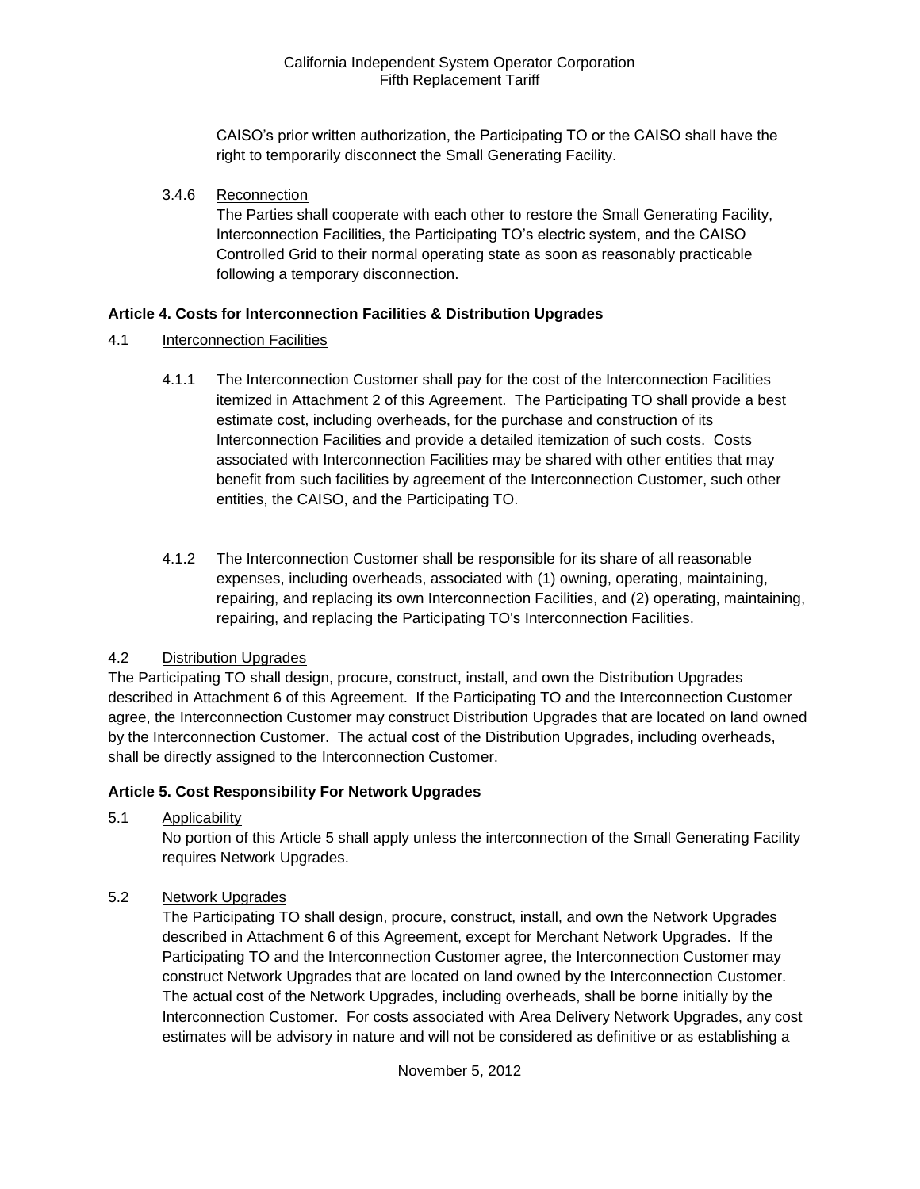CAISO's prior written authorization, the Participating TO or the CAISO shall have the right to temporarily disconnect the Small Generating Facility.

3.4.6 Reconnection

The Parties shall cooperate with each other to restore the Small Generating Facility, Interconnection Facilities, the Participating TO's electric system, and the CAISO Controlled Grid to their normal operating state as soon as reasonably practicable following a temporary disconnection.

**Article 4. Costs for Interconnection Facilities & Distribution Upgrades**

4.1 Interconnection Facilities

4.1.1 The Interconnection Customer shall pay for the cost of the Interconnection Facilities itemized in Attachment 2 of this Agreement. The Participating TO shall provide a best estimate cost, including overheads, for the purchase and construction of its Interconnection Facilities and provide a detailed itemization of such costs. Costs associated with Interconnection Facilities may be shared with other entities that may benefit from such facilities by agreement of the Interconnection Customer, such other entities, the CAISO, and the Participating TO.

4.1.2 The Interconnection Customer shall be responsible for its share of all reasonable expenses, including overheads, associated with (1) owning, operating, maintaining, repairing, and replacing its own Interconnection Facilities, and (2) operating, maintaining, repairing, and replacing the Participating TO's Interconnection Facilities.

4.2 Distribution Upgrades

The Participating TO shall design, procure, construct, install, and own the Distribution Upgrades described in Attachment 6 of this Agreement. If the Participating TO and the Interconnection Customer agree, the Interconnection Customer may construct Distribution Upgrades that are located on land owned by the Interconnection Customer. The actual cost of the Distribution Upgrades, including overheads, shall be directly assigned to the Interconnection Customer.

**Article 5. Cost Responsibility For Network Upgrades**

5.1 Applicability

No portion of this Article 5 shall apply unless the interconnection of the Small Generating Facility requires Network Upgrades.

5.2 Network Upgrades

The Participating TO shall design, procure, construct, install, and own the Network Upgrades described in Attachment 6 of this Agreement, except for Merchant Network Upgrades. If the Participating TO and the Interconnection Customer agree, the Interconnection Customer may construct Network Upgrades that are located on land owned by the Interconnection Customer. The actual cost of the Network Upgrades, including overheads, shall be borne initially by the Interconnection Customer. For costs associated with Area Delivery Network Upgrades, any cost estimates will be advisory in nature and will not be considered as definitive or as establishing a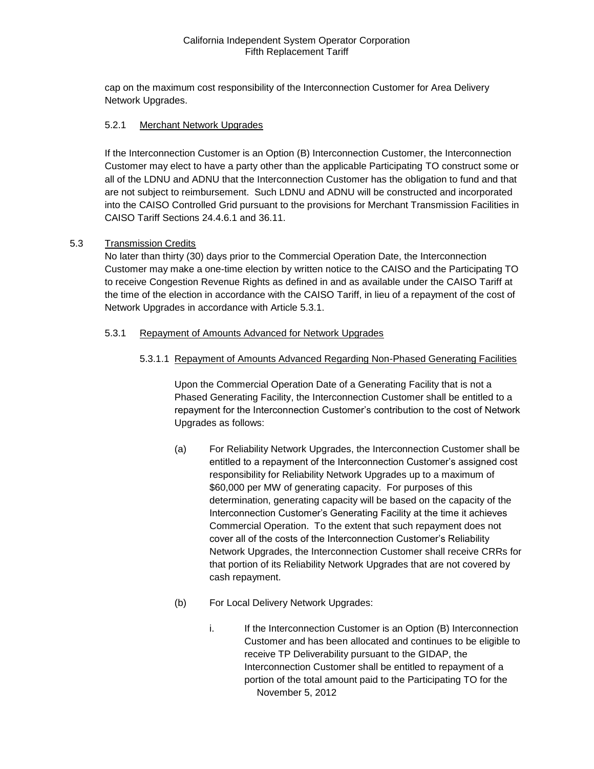cap on the maximum cost responsibility of the Interconnection Customer for Area Delivery Network Upgrades.

#### 5.2.1 Merchant Network Upgrades

If the Interconnection Customer is an Option (B) Interconnection Customer, the Interconnection Customer may elect to have a party other than the applicable Participating TO construct some or all of the LDNU and ADNU that the Interconnection Customer has the obligation to fund and that are not subject to reimbursement. Such LDNU and ADNU will be constructed and incorporated into the CAISO Controlled Grid pursuant to the provisions for Merchant Transmission Facilities in CAISO Tariff Sections 24.4.6.1 and 36.11.

### 5.3 Transmission Credits

No later than thirty (30) days prior to the Commercial Operation Date, the Interconnection Customer may make a one-time election by written notice to the CAISO and the Participating TO to receive Congestion Revenue Rights as defined in and as available under the CAISO Tariff at the time of the election in accordance with the CAISO Tariff, in lieu of a repayment of the cost of Network Upgrades in accordance with Article 5.3.1.

#### 5.3.1 Repayment of Amounts Advanced for Network Upgrades

##### 5.3.1.1 Repayment of Amounts Advanced Regarding Non-Phased Generating Facilities

Upon the Commercial Operation Date of a Generating Facility that is not a Phased Generating Facility, the Interconnection Customer shall be entitled to a repayment for the Interconnection Customer's contribution to the cost of Network Upgrades as follows:

(a) For Reliability Network Upgrades, the Interconnection Customer shall be entitled to a repayment of the Interconnection Customer's assigned cost responsibility for Reliability Network Upgrades up to a maximum of \$60,000 per MW of generating capacity. For purposes of this determination, generating capacity will be based on the capacity of the Interconnection Customer's Generating Facility at the time it achieves Commercial Operation. To the extent that such repayment does not cover all of the costs of the Interconnection Customer's Reliability Network Upgrades, the Interconnection Customer shall receive CRRs for that portion of its Reliability Network Upgrades that are not covered by cash repayment.

(b) For Local Delivery Network Upgrades:

i. If the Interconnection Customer is an Option (B) Interconnection Customer and has been allocated and continues to be eligible to receive TP Deliverability pursuant to the GIDAP, the Interconnection Customer shall be entitled to repayment of a portion of the total amount paid to the Participating TO for the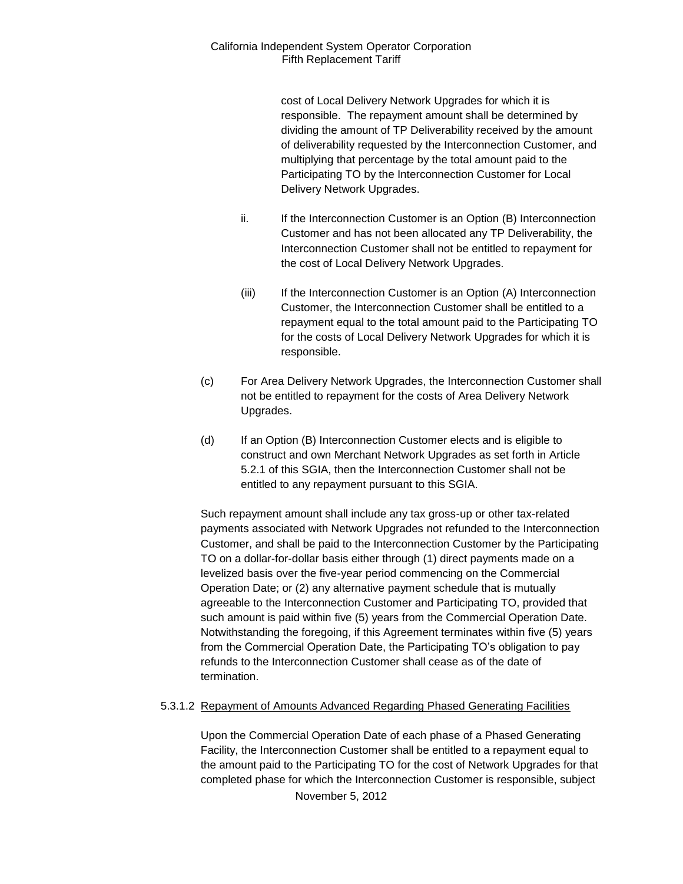cost of Local Delivery Network Upgrades for which it is responsible. The repayment amount shall be determined by dividing the amount of TP Deliverability received by the amount of deliverability requested by the Interconnection Customer, and multiplying that percentage by the total amount paid to the Participating TO by the Interconnection Customer for Local Delivery Network Upgrades.

ii. If the Interconnection Customer is an Option (B) Interconnection Customer and has not been allocated any TP Deliverability, the Interconnection Customer shall not be entitled to repayment for the cost of Local Delivery Network Upgrades.

(iii) If the Interconnection Customer is an Option (A) Interconnection Customer, the Interconnection Customer shall be entitled to a repayment equal to the total amount paid to the Participating TO for the costs of Local Delivery Network Upgrades for which it is responsible.

(c) For Area Delivery Network Upgrades, the Interconnection Customer shall not be entitled to repayment for the costs of Area Delivery Network Upgrades.

(d) If an Option (B) Interconnection Customer elects and is eligible to construct and own Merchant Network Upgrades as set forth in Article 5.2.1 of this SGIA, then the Interconnection Customer shall not be entitled to any repayment pursuant to this SGIA.

Such repayment amount shall include any tax gross-up or other tax-related payments associated with Network Upgrades not refunded to the Interconnection Customer, and shall be paid to the Interconnection Customer by the Participating TO on a dollar-for-dollar basis either through (1) direct payments made on a levelized basis over the five-year period commencing on the Commercial Operation Date; or (2) any alternative payment schedule that is mutually agreeable to the Interconnection Customer and Participating TO, provided that such amount is paid within five (5) years from the Commercial Operation Date. Notwithstanding the foregoing, if this Agreement terminates within five (5) years from the Commercial Operation Date, the Participating TO's obligation to pay refunds to the Interconnection Customer shall cease as of the date of termination.

5.3.1.2 Repayment of Amounts Advanced Regarding Phased Generating Facilities

Upon the Commercial Operation Date of each phase of a Phased Generating Facility, the Interconnection Customer shall be entitled to a repayment equal to the amount paid to the Participating TO for the cost of Network Upgrades for that completed phase for which the Interconnection Customer is responsible, subject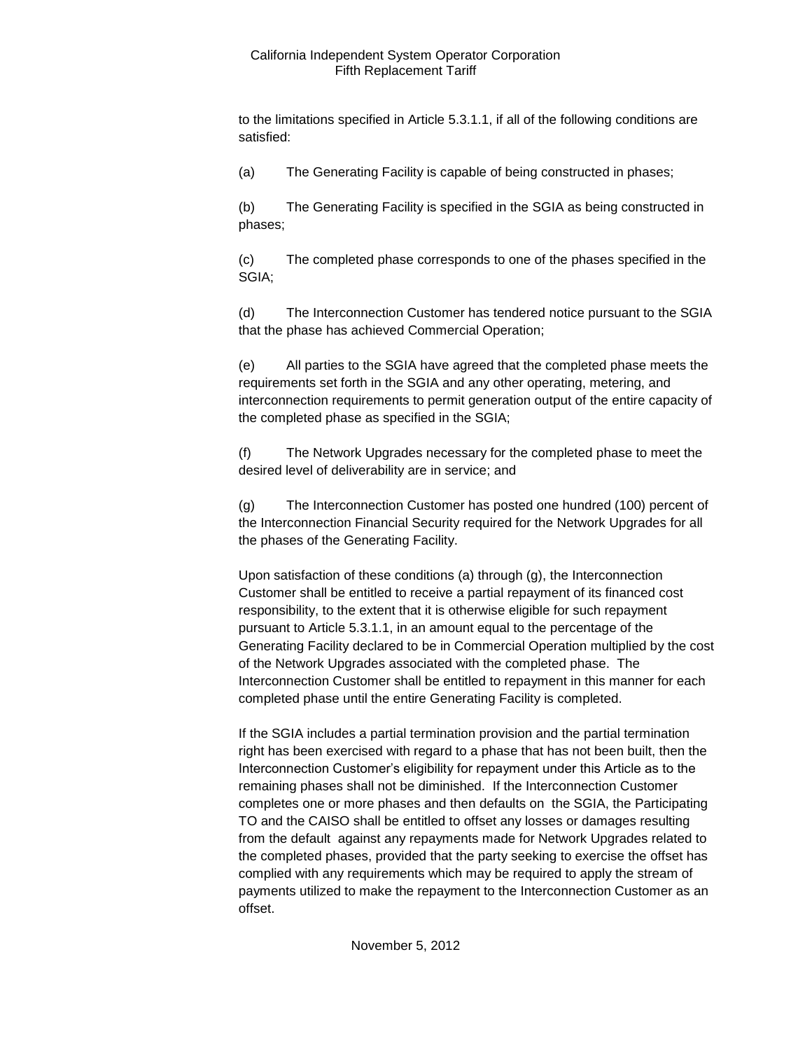to the limitations specified in Article 5.3.1.1, if all of the following conditions are satisfied:

(a) The Generating Facility is capable of being constructed in phases;

(b) The Generating Facility is specified in the SGIA as being constructed in phases;

(c) The completed phase corresponds to one of the phases specified in the SGIA;

(d) The Interconnection Customer has tendered notice pursuant to the SGIA that the phase has achieved Commercial Operation;

(e) All parties to the SGIA have agreed that the completed phase meets the requirements set forth in the SGIA and any other operating, metering, and interconnection requirements to permit generation output of the entire capacity of the completed phase as specified in the SGIA;

(f) The Network Upgrades necessary for the completed phase to meet the desired level of deliverability are in service; and

(g) The Interconnection Customer has posted one hundred (100) percent of the Interconnection Financial Security required for the Network Upgrades for all the phases of the Generating Facility.

Upon satisfaction of these conditions (a) through (g), the Interconnection Customer shall be entitled to receive a partial repayment of its financed cost responsibility, to the extent that it is otherwise eligible for such repayment pursuant to Article 5.3.1.1, in an amount equal to the percentage of the Generating Facility declared to be in Commercial Operation multiplied by the cost of the Network Upgrades associated with the completed phase. The Interconnection Customer shall be entitled to repayment in this manner for each completed phase until the entire Generating Facility is completed.

If the SGIA includes a partial termination provision and the partial termination right has been exercised with regard to a phase that has not been built, then the Interconnection Customer's eligibility for repayment under this Article as to the remaining phases shall not be diminished. If the Interconnection Customer completes one or more phases and then defaults on the SGIA, the Participating TO and the CAISO shall be entitled to offset any losses or damages resulting from the default against any repayments made for Network Upgrades related to the completed phases, provided that the party seeking to exercise the offset has complied with any requirements which may be required to apply the stream of payments utilized to make the repayment to the Interconnection Customer as an offset.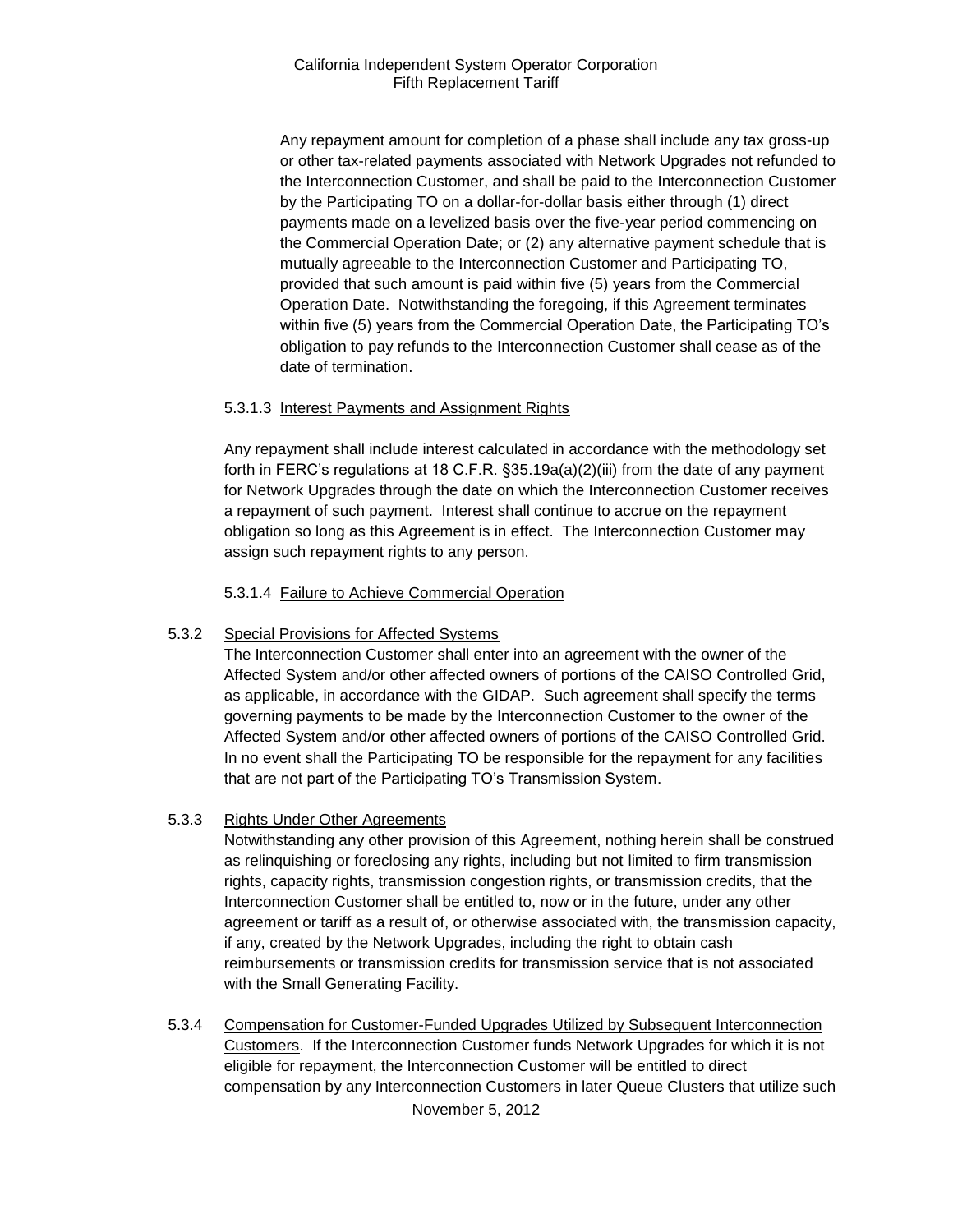Any repayment amount for completion of a phase shall include any tax gross-up or other tax-related payments associated with Network Upgrades not refunded to the Interconnection Customer, and shall be paid to the Interconnection Customer by the Participating TO on a dollar-for-dollar basis either through (1) direct payments made on a levelized basis over the five-year period commencing on the Commercial Operation Date; or (2) any alternative payment schedule that is mutually agreeable to the Interconnection Customer and Participating TO, provided that such amount is paid within five (5) years from the Commercial Operation Date. Notwithstanding the foregoing, if this Agreement terminates within five (5) years from the Commercial Operation Date, the Participating TO's obligation to pay refunds to the Interconnection Customer shall cease as of the date of termination.

5.3.1.3 Interest Payments and Assignment Rights

Any repayment shall include interest calculated in accordance with the methodology set forth in FERC's regulations at 18 C.F.R. §35.19a(a)(2)(iii) from the date of any payment for Network Upgrades through the date on which the Interconnection Customer receives a repayment of such payment. Interest shall continue to accrue on the repayment obligation so long as this Agreement is in effect. The Interconnection Customer may assign such repayment rights to any person.

5.3.1.4 Failure to Achieve Commercial Operation

5.3.2 Special Provisions for Affected Systems

The Interconnection Customer shall enter into an agreement with the owner of the Affected System and/or other affected owners of portions of the CAISO Controlled Grid, as applicable, in accordance with the GIDAP. Such agreement shall specify the terms governing payments to be made by the Interconnection Customer to the owner of the Affected System and/or other affected owners of portions of the CAISO Controlled Grid. In no event shall the Participating TO be responsible for the repayment for any facilities that are not part of the Participating TO's Transmission System.

5.3.3 Rights Under Other Agreements

Notwithstanding any other provision of this Agreement, nothing herein shall be construed as relinquishing or foreclosing any rights, including but not limited to firm transmission rights, capacity rights, transmission congestion rights, or transmission credits, that the Interconnection Customer shall be entitled to, now or in the future, under any other agreement or tariff as a result of, or otherwise associated with, the transmission capacity, if any, created by the Network Upgrades, including the right to obtain cash reimbursements or transmission credits for transmission service that is not associated with the Small Generating Facility.

5.3.4 Compensation for Customer-Funded Upgrades Utilized by Subsequent Interconnection Customers. If the Interconnection Customer funds Network Upgrades for which it is not eligible for repayment, the Interconnection Customer will be entitled to direct compensation by any Interconnection Customers in later Queue Clusters that utilize such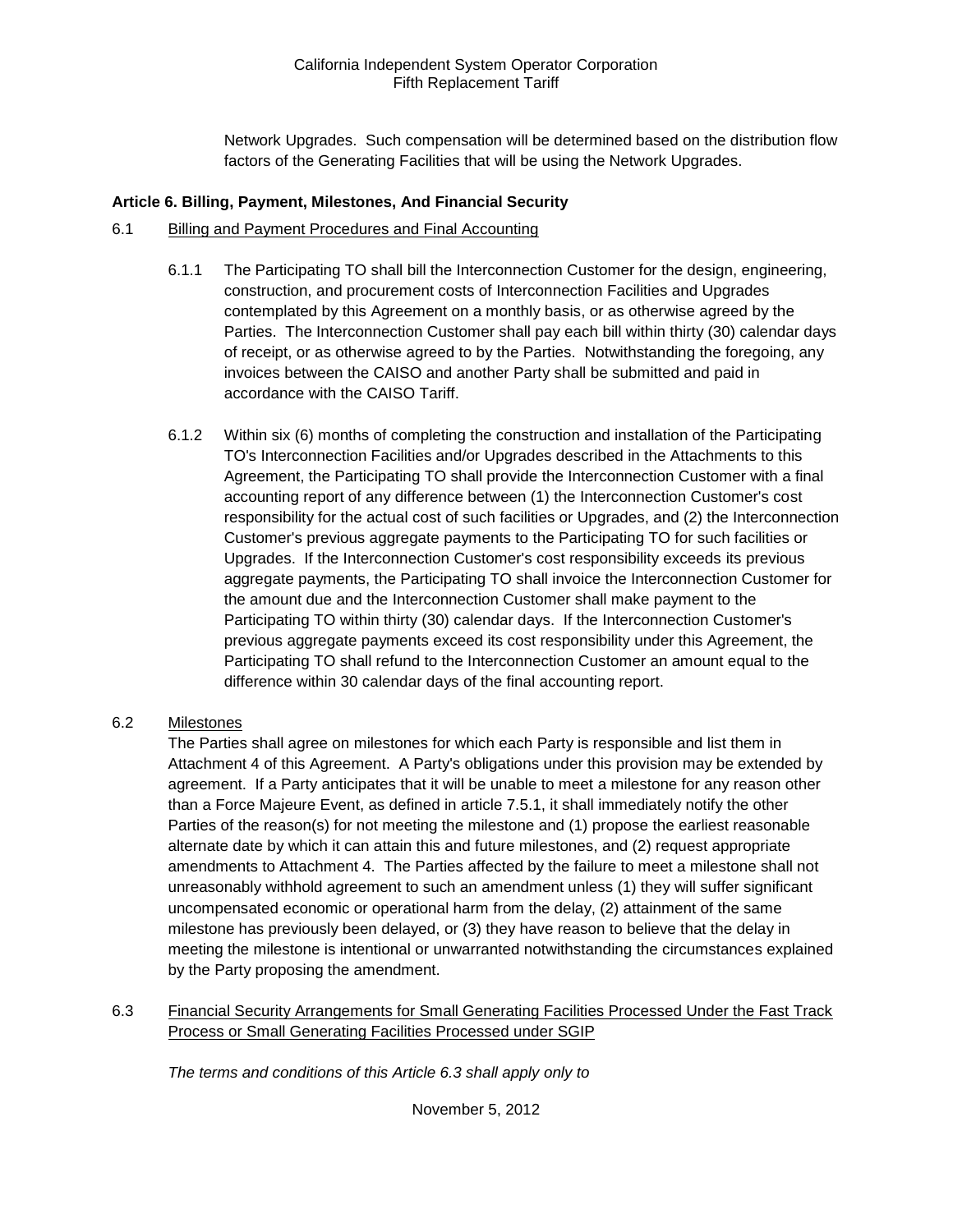Network Upgrades. Such compensation will be determined based on the distribution flow factors of the Generating Facilities that will be using the Network Upgrades.

**Article 6. Billing, Payment, Milestones, And Financial Security**

6.1 Billing and Payment Procedures and Final Accounting

6.1.1 The Participating TO shall bill the Interconnection Customer for the design, engineering, construction, and procurement costs of Interconnection Facilities and Upgrades contemplated by this Agreement on a monthly basis, or as otherwise agreed by the Parties. The Interconnection Customer shall pay each bill within thirty (30) calendar days of receipt, or as otherwise agreed to by the Parties. Notwithstanding the foregoing, any invoices between the CAISO and another Party shall be submitted and paid in accordance with the CAISO Tariff.

6.1.2 Within six (6) months of completing the construction and installation of the Participating TO's Interconnection Facilities and/or Upgrades described in the Attachments to this Agreement, the Participating TO shall provide the Interconnection Customer with a final accounting report of any difference between (1) the Interconnection Customer's cost responsibility for the actual cost of such facilities or Upgrades, and (2) the Interconnection Customer's previous aggregate payments to the Participating TO for such facilities or Upgrades. If the Interconnection Customer's cost responsibility exceeds its previous aggregate payments, the Participating TO shall invoice the Interconnection Customer for the amount due and the Interconnection Customer shall make payment to the Participating TO within thirty (30) calendar days. If the Interconnection Customer's previous aggregate payments exceed its cost responsibility under this Agreement, the Participating TO shall refund to the Interconnection Customer an amount equal to the difference within 30 calendar days of the final accounting report.

6.2 Milestones

The Parties shall agree on milestones for which each Party is responsible and list them in Attachment 4 of this Agreement. A Party's obligations under this provision may be extended by agreement. If a Party anticipates that it will be unable to meet a milestone for any reason other than a Force Majeure Event, as defined in article 7.5.1, it shall immediately notify the other Parties of the reason(s) for not meeting the milestone and (1) propose the earliest reasonable alternate date by which it can attain this and future milestones, and (2) request appropriate amendments to Attachment 4. The Parties affected by the failure to meet a milestone shall not unreasonably withhold agreement to such an amendment unless (1) they will suffer significant uncompensated economic or operational harm from the delay, (2) attainment of the same milestone has previously been delayed, or (3) they have reason to believe that the delay in meeting the milestone is intentional or unwarranted notwithstanding the circumstances explained by the Party proposing the amendment.

6.3 Financial Security Arrangements for Small Generating Facilities Processed Under the Fast Track Process or Small Generating Facilities Processed under SGIP

*The terms and conditions of this Article 6.3 shall apply only to*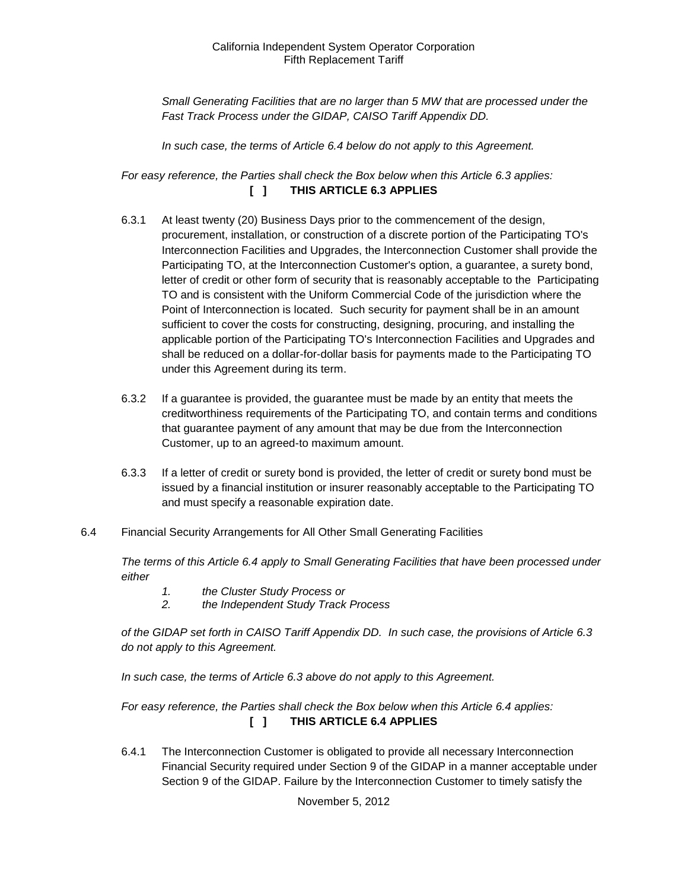*Small Generating Facilities that are no larger than 5 MW that are processed under the Fast Track Process under the GIDAP, CAISO Tariff Appendix DD.*

*In such case, the terms of Article 6.4 below do not apply to this Agreement.*

*For easy reference, the Parties shall check the Box below when this Article 6.3 applies:*

**[ ] THIS ARTICLE 6.3 APPLIES**

6.3.1 At least twenty (20) Business Days prior to the commencement of the design, procurement, installation, or construction of a discrete portion of the Participating TO's Interconnection Facilities and Upgrades, the Interconnection Customer shall provide the Participating TO, at the Interconnection Customer's option, a guarantee, a surety bond, letter of credit or other form of security that is reasonably acceptable to the Participating TO and is consistent with the Uniform Commercial Code of the jurisdiction where the Point of Interconnection is located. Such security for payment shall be in an amount sufficient to cover the costs for constructing, designing, procuring, and installing the applicable portion of the Participating TO's Interconnection Facilities and Upgrades and shall be reduced on a dollar-for-dollar basis for payments made to the Participating TO under this Agreement during its term.

6.3.2 If a guarantee is provided, the guarantee must be made by an entity that meets the creditworthiness requirements of the Participating TO, and contain terms and conditions that guarantee payment of any amount that may be due from the Interconnection Customer, up to an agreed-to maximum amount.

6.3.3 If a letter of credit or surety bond is provided, the letter of credit or surety bond must be issued by a financial institution or insurer reasonably acceptable to the Participating TO and must specify a reasonable expiration date.

6.4 Financial Security Arrangements for All Other Small Generating Facilities

*The terms of this Article 6.4 apply to Small Generating Facilities that have been processed under either*

*1. the Cluster Study Process or*
*2. the Independent Study Track Process*

*of the GIDAP set forth in CAISO Tariff Appendix DD. In such case, the provisions of Article 6.3 do not apply to this Agreement.*

*In such case, the terms of Article 6.3 above do not apply to this Agreement.*

*For easy reference, the Parties shall check the Box below when this Article 6.4 applies:*

**[ ] THIS ARTICLE 6.4 APPLIES**

6.4.1 The Interconnection Customer is obligated to provide all necessary Interconnection Financial Security required under Section 9 of the GIDAP in a manner acceptable under Section 9 of the GIDAP. Failure by the Interconnection Customer to timely satisfy the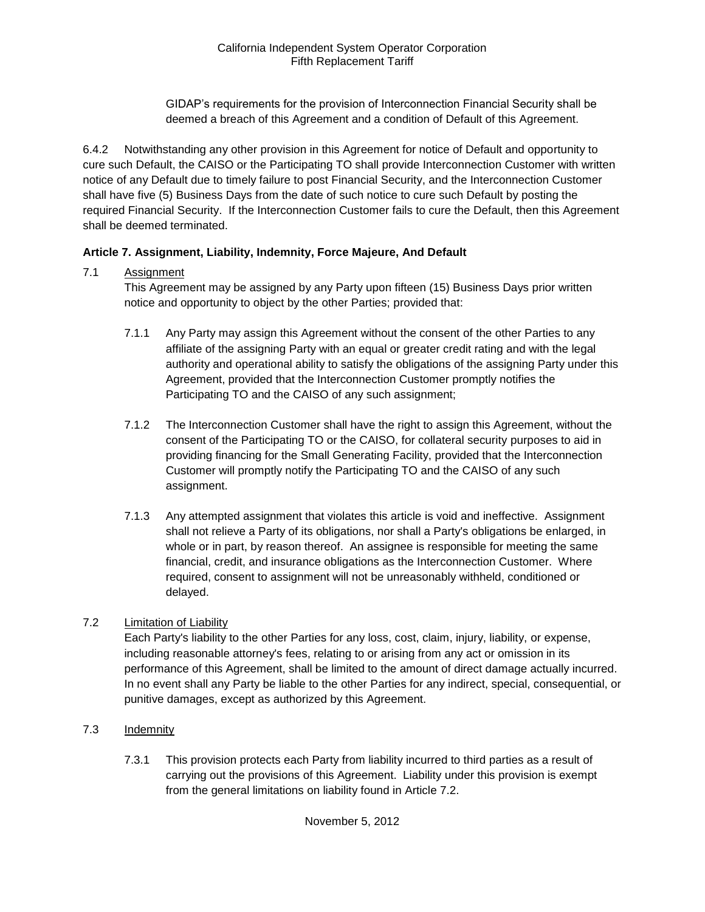GIDAP's requirements for the provision of Interconnection Financial Security shall be deemed a breach of this Agreement and a condition of Default of this Agreement.

6.4.2 Notwithstanding any other provision in this Agreement for notice of Default and opportunity to cure such Default, the CAISO or the Participating TO shall provide Interconnection Customer with written notice of any Default due to timely failure to post Financial Security, and the Interconnection Customer shall have five (5) Business Days from the date of such notice to cure such Default by posting the required Financial Security. If the Interconnection Customer fails to cure the Default, then this Agreement shall be deemed terminated.

**Article 7. Assignment, Liability, Indemnity, Force Majeure, And Default**

7.1 Assignment

This Agreement may be assigned by any Party upon fifteen (15) Business Days prior written notice and opportunity to object by the other Parties; provided that:

7.1.1 Any Party may assign this Agreement without the consent of the other Parties to any affiliate of the assigning Party with an equal or greater credit rating and with the legal authority and operational ability to satisfy the obligations of the assigning Party under this Agreement, provided that the Interconnection Customer promptly notifies the Participating TO and the CAISO of any such assignment;

7.1.2 The Interconnection Customer shall have the right to assign this Agreement, without the consent of the Participating TO or the CAISO, for collateral security purposes to aid in providing financing for the Small Generating Facility, provided that the Interconnection Customer will promptly notify the Participating TO and the CAISO of any such assignment.

7.1.3 Any attempted assignment that violates this article is void and ineffective. Assignment shall not relieve a Party of its obligations, nor shall a Party's obligations be enlarged, in whole or in part, by reason thereof. An assignee is responsible for meeting the same financial, credit, and insurance obligations as the Interconnection Customer. Where required, consent to assignment will not be unreasonably withheld, conditioned or delayed.

7.2 Limitation of Liability

Each Party's liability to the other Parties for any loss, cost, claim, injury, liability, or expense, including reasonable attorney's fees, relating to or arising from any act or omission in its performance of this Agreement, shall be limited to the amount of direct damage actually incurred. In no event shall any Party be liable to the other Parties for any indirect, special, consequential, or punitive damages, except as authorized by this Agreement.

7.3 Indemnity

7.3.1 This provision protects each Party from liability incurred to third parties as a result of carrying out the provisions of this Agreement. Liability under this provision is exempt from the general limitations on liability found in Article 7.2.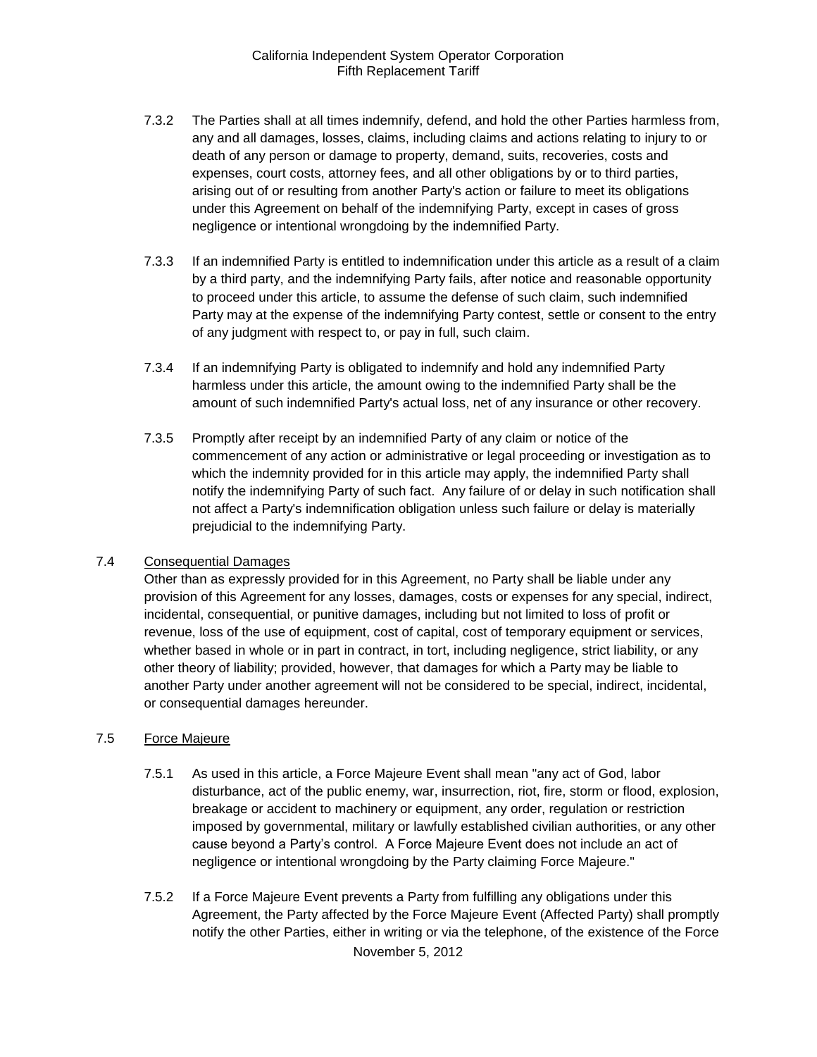7.3.2 The Parties shall at all times indemnify, defend, and hold the other Parties harmless from, any and all damages, losses, claims, including claims and actions relating to injury to or death of any person or damage to property, demand, suits, recoveries, costs and expenses, court costs, attorney fees, and all other obligations by or to third parties, arising out of or resulting from another Party's action or failure to meet its obligations under this Agreement on behalf of the indemnifying Party, except in cases of gross negligence or intentional wrongdoing by the indemnified Party.

7.3.3 If an indemnified Party is entitled to indemnification under this article as a result of a claim by a third party, and the indemnifying Party fails, after notice and reasonable opportunity to proceed under this article, to assume the defense of such claim, such indemnified Party may at the expense of the indemnifying Party contest, settle or consent to the entry of any judgment with respect to, or pay in full, such claim.

7.3.4 If an indemnifying Party is obligated to indemnify and hold any indemnified Party harmless under this article, the amount owing to the indemnified Party shall be the amount of such indemnified Party's actual loss, net of any insurance or other recovery.

7.3.5 Promptly after receipt by an indemnified Party of any claim or notice of the commencement of any action or administrative or legal proceeding or investigation as to which the indemnity provided for in this article may apply, the indemnified Party shall notify the indemnifying Party of such fact. Any failure of or delay in such notification shall not affect a Party's indemnification obligation unless such failure or delay is materially prejudicial to the indemnifying Party.

7.4 Consequential Damages

Other than as expressly provided for in this Agreement, no Party shall be liable under any provision of this Agreement for any losses, damages, costs or expenses for any special, indirect, incidental, consequential, or punitive damages, including but not limited to loss of profit or revenue, loss of the use of equipment, cost of capital, cost of temporary equipment or services, whether based in whole or in part in contract, in tort, including negligence, strict liability, or any other theory of liability; provided, however, that damages for which a Party may be liable to another Party under another agreement will not be considered to be special, indirect, incidental, or consequential damages hereunder.

7.5 Force Majeure

7.5.1 As used in this article, a Force Majeure Event shall mean "any act of God, labor disturbance, act of the public enemy, war, insurrection, riot, fire, storm or flood, explosion, breakage or accident to machinery or equipment, any order, regulation or restriction imposed by governmental, military or lawfully established civilian authorities, or any other cause beyond a Party's control. A Force Majeure Event does not include an act of negligence or intentional wrongdoing by the Party claiming Force Majeure."

7.5.2 If a Force Majeure Event prevents a Party from fulfilling any obligations under this Agreement, the Party affected by the Force Majeure Event (Affected Party) shall promptly notify the other Parties, either in writing or via the telephone, of the existence of the Force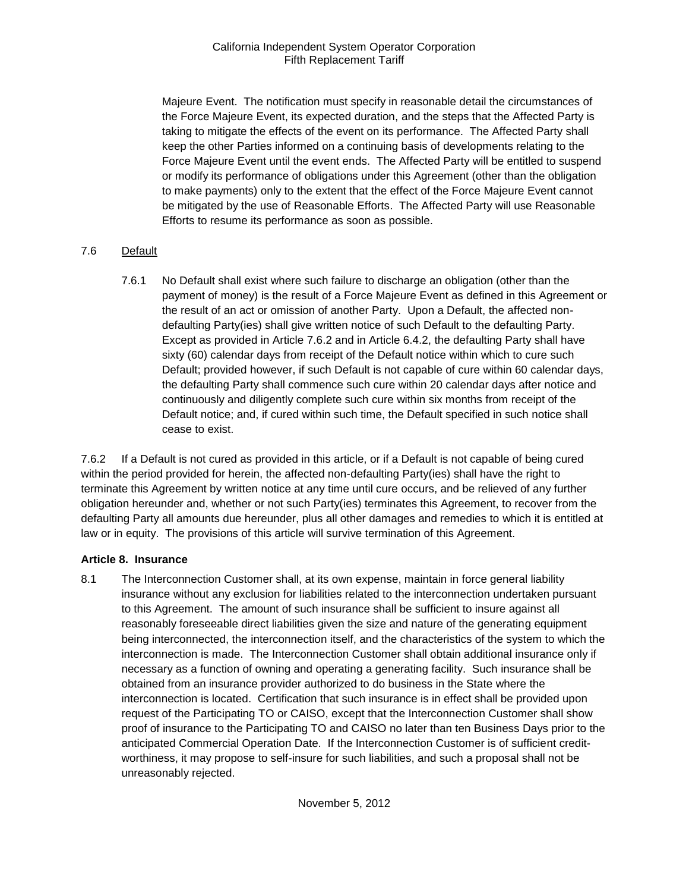Majeure Event. The notification must specify in reasonable detail the circumstances of the Force Majeure Event, its expected duration, and the steps that the Affected Party is taking to mitigate the effects of the event on its performance. The Affected Party shall keep the other Parties informed on a continuing basis of developments relating to the Force Majeure Event until the event ends. The Affected Party will be entitled to suspend or modify its performance of obligations under this Agreement (other than the obligation to make payments) only to the extent that the effect of the Force Majeure Event cannot be mitigated by the use of Reasonable Efforts. The Affected Party will use Reasonable Efforts to resume its performance as soon as possible.

7.6 Default

7.6.1 No Default shall exist where such failure to discharge an obligation (other than the payment of money) is the result of a Force Majeure Event as defined in this Agreement or the result of an act or omission of another Party. Upon a Default, the affected non-defaulting Party(ies) shall give written notice of such Default to the defaulting Party. Except as provided in Article 7.6.2 and in Article 6.4.2, the defaulting Party shall have sixty (60) calendar days from receipt of the Default notice within which to cure such Default; provided however, if such Default is not capable of cure within 60 calendar days, the defaulting Party shall commence such cure within 20 calendar days after notice and continuously and diligently complete such cure within six months from receipt of the Default notice; and, if cured within such time, the Default specified in such notice shall cease to exist.

7.6.2 If a Default is not cured as provided in this article, or if a Default is not capable of being cured within the period provided for herein, the affected non-defaulting Party(ies) shall have the right to terminate this Agreement by written notice at any time until cure occurs, and be relieved of any further obligation hereunder and, whether or not such Party(ies) terminates this Agreement, to recover from the defaulting Party all amounts due hereunder, plus all other damages and remedies to which it is entitled at law or in equity. The provisions of this article will survive termination of this Agreement.

**Article 8. Insurance**

8.1 The Interconnection Customer shall, at its own expense, maintain in force general liability insurance without any exclusion for liabilities related to the interconnection undertaken pursuant to this Agreement. The amount of such insurance shall be sufficient to insure against all reasonably foreseeable direct liabilities given the size and nature of the generating equipment being interconnected, the interconnection itself, and the characteristics of the system to which the interconnection is made. The Interconnection Customer shall obtain additional insurance only if necessary as a function of owning and operating a generating facility. Such insurance shall be obtained from an insurance provider authorized to do business in the State where the interconnection is located. Certification that such insurance is in effect shall be provided upon request of the Participating TO or CAISO, except that the Interconnection Customer shall show proof of insurance to the Participating TO and CAISO no later than ten Business Days prior to the anticipated Commercial Operation Date. If the Interconnection Customer is of sufficient credit-worthiness, it may propose to self-insure for such liabilities, and such a proposal shall not be unreasonably rejected.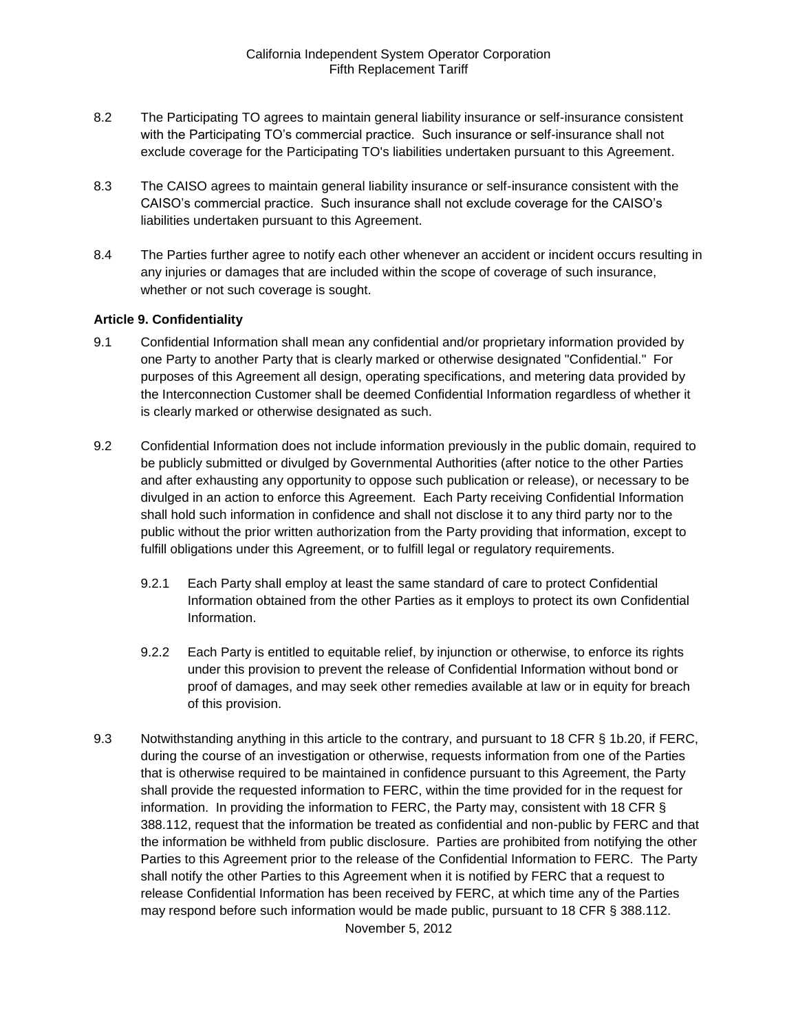8.2 The Participating TO agrees to maintain general liability insurance or self-insurance consistent with the Participating TO's commercial practice. Such insurance or self-insurance shall not exclude coverage for the Participating TO's liabilities undertaken pursuant to this Agreement.

8.3 The CAISO agrees to maintain general liability insurance or self-insurance consistent with the CAISO's commercial practice. Such insurance shall not exclude coverage for the CAISO's liabilities undertaken pursuant to this Agreement.

8.4 The Parties further agree to notify each other whenever an accident or incident occurs resulting in any injuries or damages that are included within the scope of coverage of such insurance, whether or not such coverage is sought.

**Article 9. Confidentiality**

9.1 Confidential Information shall mean any confidential and/or proprietary information provided by one Party to another Party that is clearly marked or otherwise designated "Confidential." For purposes of this Agreement all design, operating specifications, and metering data provided by the Interconnection Customer shall be deemed Confidential Information regardless of whether it is clearly marked or otherwise designated as such.

9.2 Confidential Information does not include information previously in the public domain, required to be publicly submitted or divulged by Governmental Authorities (after notice to the other Parties and after exhausting any opportunity to oppose such publication or release), or necessary to be divulged in an action to enforce this Agreement. Each Party receiving Confidential Information shall hold such information in confidence and shall not disclose it to any third party nor to the public without the prior written authorization from the Party providing that information, except to fulfill obligations under this Agreement, or to fulfill legal or regulatory requirements.

9.2.1 Each Party shall employ at least the same standard of care to protect Confidential Information obtained from the other Parties as it employs to protect its own Confidential Information.

9.2.2 Each Party is entitled to equitable relief, by injunction or otherwise, to enforce its rights under this provision to prevent the release of Confidential Information without bond or proof of damages, and may seek other remedies available at law or in equity for breach of this provision.

9.3 Notwithstanding anything in this article to the contrary, and pursuant to 18 CFR § 1b.20, if FERC, during the course of an investigation or otherwise, requests information from one of the Parties that is otherwise required to be maintained in confidence pursuant to this Agreement, the Party shall provide the requested information to FERC, within the time provided for in the request for information. In providing the information to FERC, the Party may, consistent with 18 CFR § 388.112, request that the information be treated as confidential and non-public by FERC and that the information be withheld from public disclosure. Parties are prohibited from notifying the other Parties to this Agreement prior to the release of the Confidential Information to FERC. The Party shall notify the other Parties to this Agreement when it is notified by FERC that a request to release Confidential Information has been received by FERC, at which time any of the Parties may respond before such information would be made public, pursuant to 18 CFR § 388.112.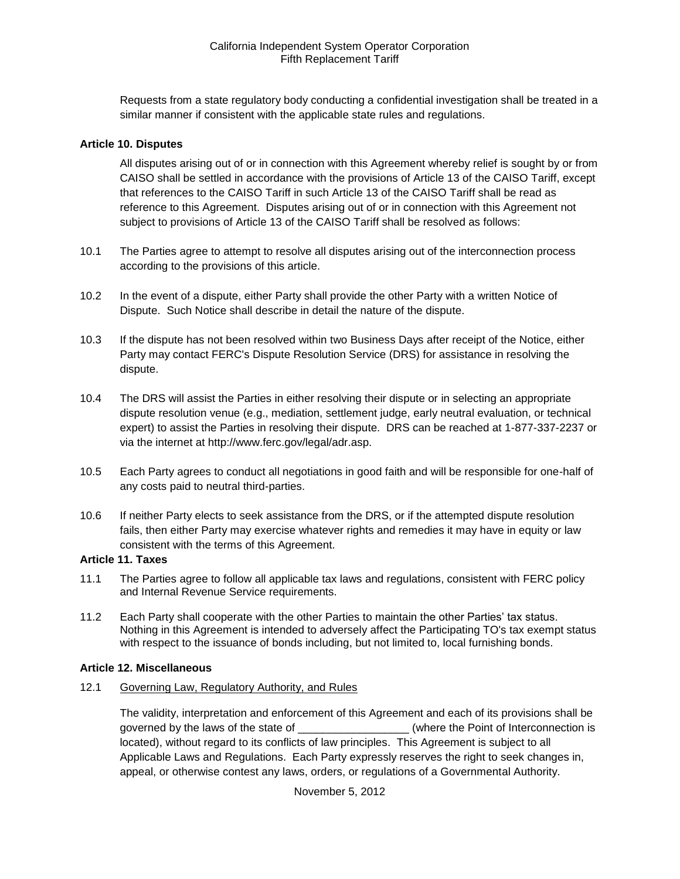Requests from a state regulatory body conducting a confidential investigation shall be treated in a similar manner if consistent with the applicable state rules and regulations.

**Article 10. Disputes**

All disputes arising out of or in connection with this Agreement whereby relief is sought by or from CAISO shall be settled in accordance with the provisions of Article 13 of the CAISO Tariff, except that references to the CAISO Tariff in such Article 13 of the CAISO Tariff shall be read as reference to this Agreement. Disputes arising out of or in connection with this Agreement not subject to provisions of Article 13 of the CAISO Tariff shall be resolved as follows:

10.1 The Parties agree to attempt to resolve all disputes arising out of the interconnection process according to the provisions of this article.

10.2 In the event of a dispute, either Party shall provide the other Party with a written Notice of Dispute. Such Notice shall describe in detail the nature of the dispute.

10.3 If the dispute has not been resolved within two Business Days after receipt of the Notice, either Party may contact FERC's Dispute Resolution Service (DRS) for assistance in resolving the dispute.

10.4 The DRS will assist the Parties in either resolving their dispute or in selecting an appropriate dispute resolution venue (e.g., mediation, settlement judge, early neutral evaluation, or technical expert) to assist the Parties in resolving their dispute. DRS can be reached at 1-877-337-2237 or via the internet at http://www.ferc.gov/legal/adr.asp.

10.5 Each Party agrees to conduct all negotiations in good faith and will be responsible for one-half of any costs paid to neutral third-parties.

10.6 If neither Party elects to seek assistance from the DRS, or if the attempted dispute resolution fails, then either Party may exercise whatever rights and remedies it may have in equity or law consistent with the terms of this Agreement.

**Article 11. Taxes**

11.1 The Parties agree to follow all applicable tax laws and regulations, consistent with FERC policy and Internal Revenue Service requirements.

11.2 Each Party shall cooperate with the other Parties to maintain the other Parties' tax status. Nothing in this Agreement is intended to adversely affect the Participating TO's tax exempt status with respect to the issuance of bonds including, but not limited to, local furnishing bonds.

**Article 12. Miscellaneous**

12.1 <u>Governing Law, Regulatory Authority, and Rules</u>

The validity, interpretation and enforcement of this Agreement and each of its provisions shall be governed by the laws of the state of __________________ (where the Point of Interconnection is located), without regard to its conflicts of law principles. This Agreement is subject to all Applicable Laws and Regulations. Each Party expressly reserves the right to seek changes in, appeal, or otherwise contest any laws, orders, or regulations of a Governmental Authority.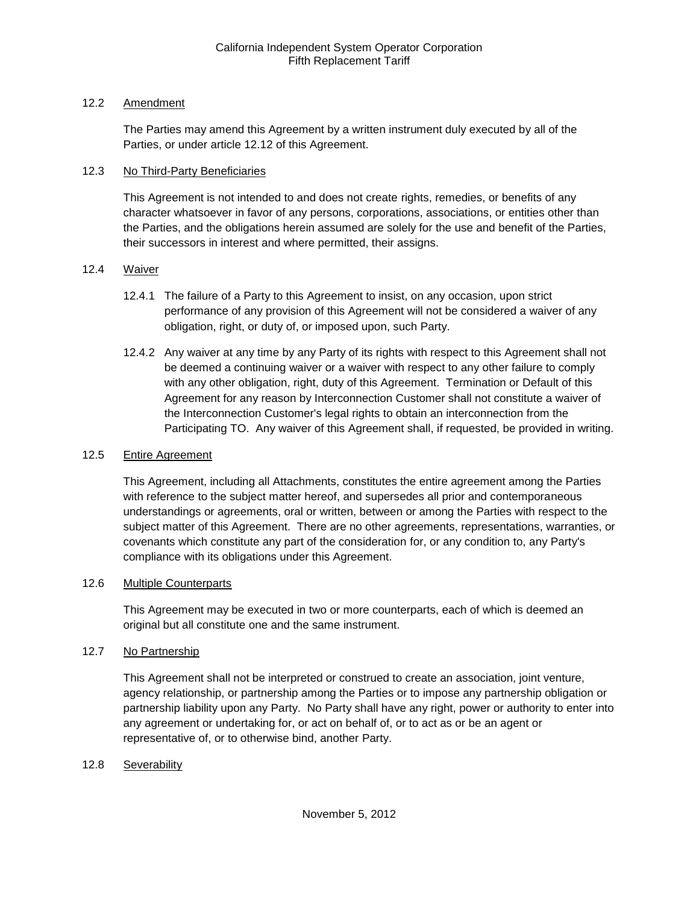### 12.2 Amendment

The Parties may amend this Agreement by a written instrument duly executed by all of the Parties, or under article 12.12 of this Agreement.

### 12.3 No Third-Party Beneficiaries

This Agreement is not intended to and does not create rights, remedies, or benefits of any character whatsoever in favor of any persons, corporations, associations, or entities other than the Parties, and the obligations herein assumed are solely for the use and benefit of the Parties, their successors in interest and where permitted, their assigns.

### 12.4 Waiver

12.4.1 The failure of a Party to this Agreement to insist, on any occasion, upon strict performance of any provision of this Agreement will not be considered a waiver of any obligation, right, or duty of, or imposed upon, such Party.

12.4.2 Any waiver at any time by any Party of its rights with respect to this Agreement shall not be deemed a continuing waiver or a waiver with respect to any other failure to comply with any other obligation, right, duty of this Agreement. Termination or Default of this Agreement for any reason by Interconnection Customer shall not constitute a waiver of the Interconnection Customer's legal rights to obtain an interconnection from the Participating TO. Any waiver of this Agreement shall, if requested, be provided in writing.

### 12.5 Entire Agreement

This Agreement, including all Attachments, constitutes the entire agreement among the Parties with reference to the subject matter hereof, and supersedes all prior and contemporaneous understandings or agreements, oral or written, between or among the Parties with respect to the subject matter of this Agreement. There are no other agreements, representations, warranties, or covenants which constitute any part of the consideration for, or any condition to, any Party's compliance with its obligations under this Agreement.

### 12.6 Multiple Counterparts

This Agreement may be executed in two or more counterparts, each of which is deemed an original but all constitute one and the same instrument.

### 12.7 No Partnership

This Agreement shall not be interpreted or construed to create an association, joint venture, agency relationship, or partnership among the Parties or to impose any partnership obligation or partnership liability upon any Party. No Party shall have any right, power or authority to enter into any agreement or undertaking for, or act on behalf of, or to act as or be an agent or representative of, or to otherwise bind, another Party.

### 12.8 Severability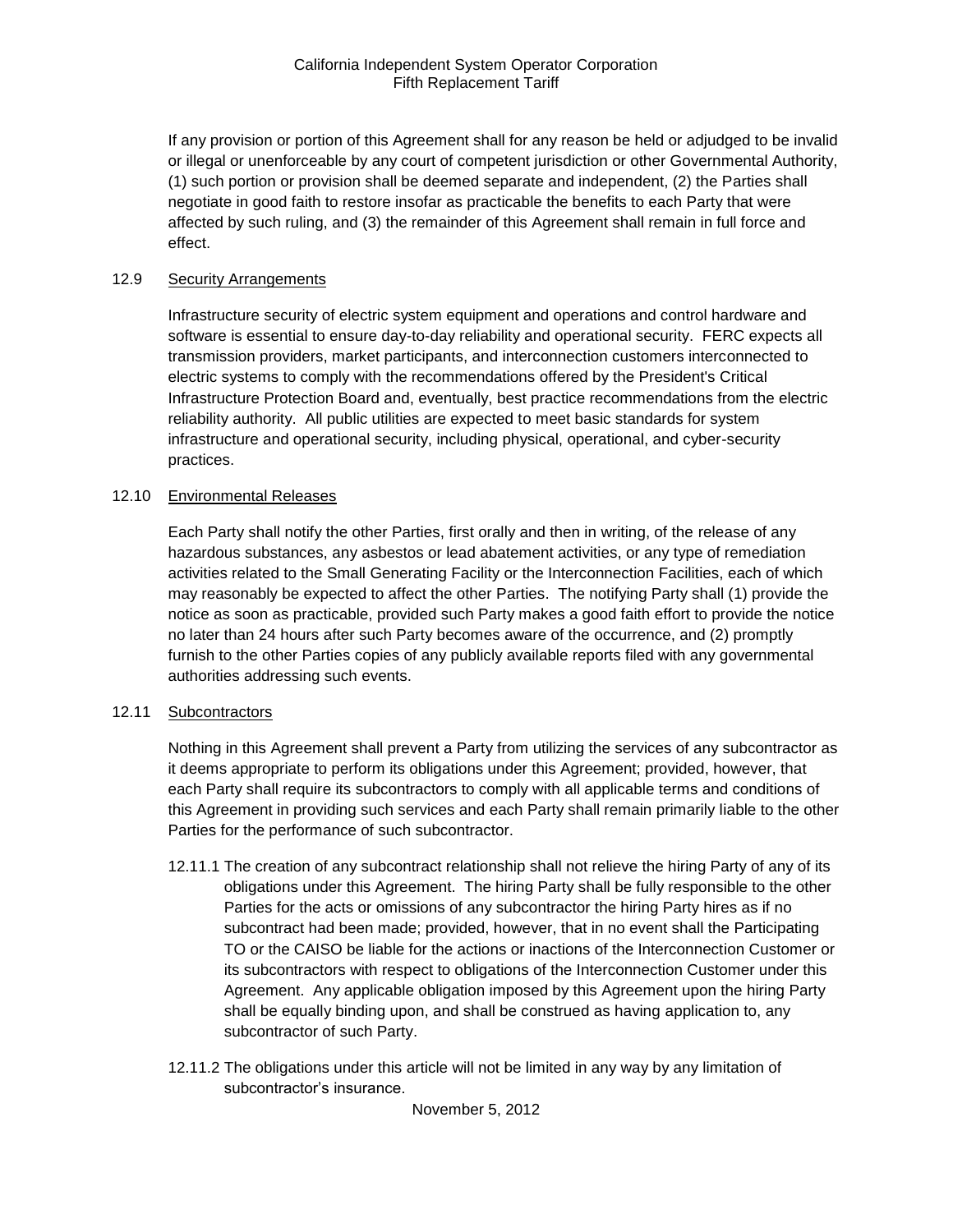If any provision or portion of this Agreement shall for any reason be held or adjudged to be invalid or illegal or unenforceable by any court of competent jurisdiction or other Governmental Authority, (1) such portion or provision shall be deemed separate and independent, (2) the Parties shall negotiate in good faith to restore insofar as practicable the benefits to each Party that were affected by such ruling, and (3) the remainder of this Agreement shall remain in full force and effect.

12.9 Security Arrangements

Infrastructure security of electric system equipment and operations and control hardware and software is essential to ensure day-to-day reliability and operational security. FERC expects all transmission providers, market participants, and interconnection customers interconnected to electric systems to comply with the recommendations offered by the President's Critical Infrastructure Protection Board and, eventually, best practice recommendations from the electric reliability authority. All public utilities are expected to meet basic standards for system infrastructure and operational security, including physical, operational, and cyber-security practices.

12.10 Environmental Releases

Each Party shall notify the other Parties, first orally and then in writing, of the release of any hazardous substances, any asbestos or lead abatement activities, or any type of remediation activities related to the Small Generating Facility or the Interconnection Facilities, each of which may reasonably be expected to affect the other Parties. The notifying Party shall (1) provide the notice as soon as practicable, provided such Party makes a good faith effort to provide the notice no later than 24 hours after such Party becomes aware of the occurrence, and (2) promptly furnish to the other Parties copies of any publicly available reports filed with any governmental authorities addressing such events.

12.11 Subcontractors

Nothing in this Agreement shall prevent a Party from utilizing the services of any subcontractor as it deems appropriate to perform its obligations under this Agreement; provided, however, that each Party shall require its subcontractors to comply with all applicable terms and conditions of this Agreement in providing such services and each Party shall remain primarily liable to the other Parties for the performance of such subcontractor.

12.11.1 The creation of any subcontract relationship shall not relieve the hiring Party of any of its obligations under this Agreement. The hiring Party shall be fully responsible to the other Parties for the acts or omissions of any subcontractor the hiring Party hires as if no subcontract had been made; provided, however, that in no event shall the Participating TO or the CAISO be liable for the actions or inactions of the Interconnection Customer or its subcontractors with respect to obligations of the Interconnection Customer under this Agreement. Any applicable obligation imposed by this Agreement upon the hiring Party shall be equally binding upon, and shall be construed as having application to, any subcontractor of such Party.

12.11.2 The obligations under this article will not be limited in any way by any limitation of subcontractor's insurance.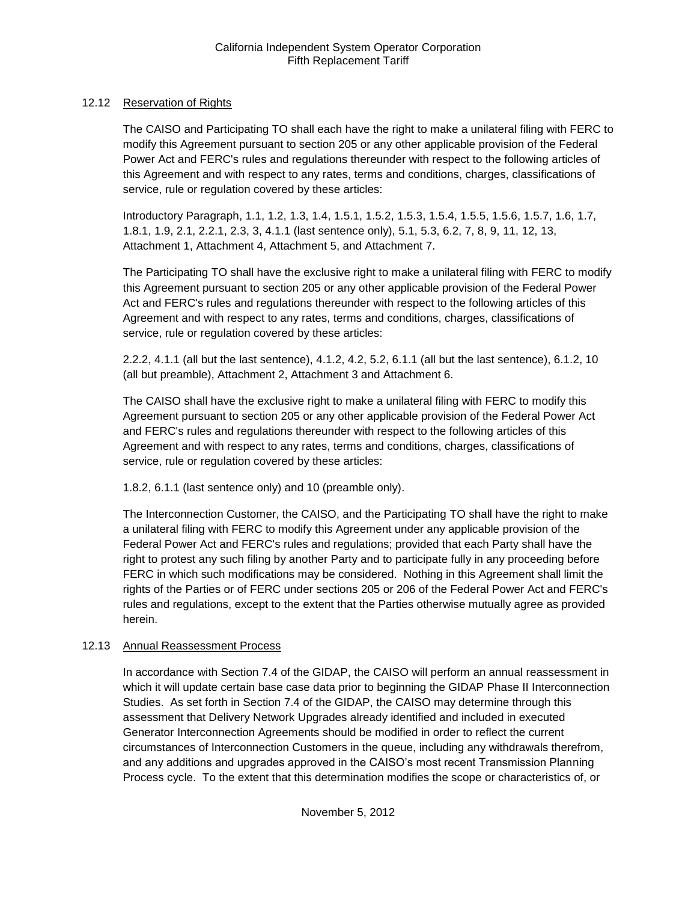### 12.12 Reservation of Rights

The CAISO and Participating TO shall each have the right to make a unilateral filing with FERC to modify this Agreement pursuant to section 205 or any other applicable provision of the Federal Power Act and FERC's rules and regulations thereunder with respect to the following articles of this Agreement and with respect to any rates, terms and conditions, charges, classifications of service, rule or regulation covered by these articles:

Introductory Paragraph, 1.1, 1.2, 1.3, 1.4, 1.5.1, 1.5.2, 1.5.3, 1.5.4, 1.5.5, 1.5.6, 1.5.7, 1.6, 1.7, 1.8.1, 1.9, 2.1, 2.2.1, 2.3, 3, 4.1.1 (last sentence only), 5.1, 5.3, 6.2, 7, 8, 9, 11, 12, 13, Attachment 1, Attachment 4, Attachment 5, and Attachment 7.

The Participating TO shall have the exclusive right to make a unilateral filing with FERC to modify this Agreement pursuant to section 205 or any other applicable provision of the Federal Power Act and FERC's rules and regulations thereunder with respect to the following articles of this Agreement and with respect to any rates, terms and conditions, charges, classifications of service, rule or regulation covered by these articles:

2.2.2, 4.1.1 (all but the last sentence), 4.1.2, 4.2, 5.2, 6.1.1 (all but the last sentence), 6.1.2, 10 (all but preamble), Attachment 2, Attachment 3 and Attachment 6.

The CAISO shall have the exclusive right to make a unilateral filing with FERC to modify this Agreement pursuant to section 205 or any other applicable provision of the Federal Power Act and FERC's rules and regulations thereunder with respect to the following articles of this Agreement and with respect to any rates, terms and conditions, charges, classifications of service, rule or regulation covered by these articles:

1.8.2, 6.1.1 (last sentence only) and 10 (preamble only).

The Interconnection Customer, the CAISO, and the Participating TO shall have the right to make a unilateral filing with FERC to modify this Agreement under any applicable provision of the Federal Power Act and FERC's rules and regulations; provided that each Party shall have the right to protest any such filing by another Party and to participate fully in any proceeding before FERC in which such modifications may be considered. Nothing in this Agreement shall limit the rights of the Parties or of FERC under sections 205 or 206 of the Federal Power Act and FERC's rules and regulations, except to the extent that the Parties otherwise mutually agree as provided herein.

### 12.13 Annual Reassessment Process

In accordance with Section 7.4 of the GIDAP, the CAISO will perform an annual reassessment in which it will update certain base case data prior to beginning the GIDAP Phase II Interconnection Studies. As set forth in Section 7.4 of the GIDAP, the CAISO may determine through this assessment that Delivery Network Upgrades already identified and included in executed Generator Interconnection Agreements should be modified in order to reflect the current circumstances of Interconnection Customers in the queue, including any withdrawals therefrom, and any additions and upgrades approved in the CAISO's most recent Transmission Planning Process cycle. To the extent that this determination modifies the scope or characteristics of, or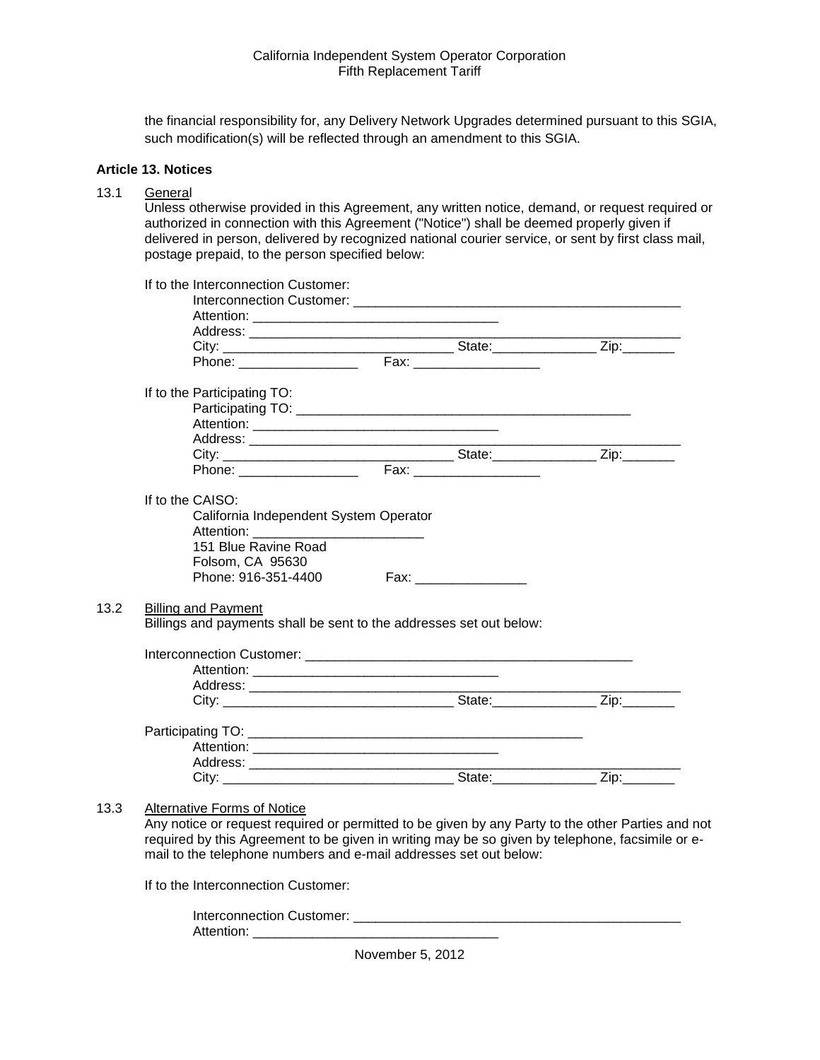the financial responsibility for, any Delivery Network Upgrades determined pursuant to this SGIA, such modification(s) will be reflected through an amendment to this SGIA.

**Article 13. Notices**

13.1 General

Unless otherwise provided in this Agreement, any written notice, demand, or request required or authorized in connection with this Agreement ("Notice") shall be deemed properly given if delivered in person, delivered by recognized national courier service, or sent by first class mail, postage prepaid, to the person specified below:

If to the Interconnection Customer:

Interconnection Customer: ____________________________________________
Attention: _________________________________
Address: ____________________________________________________________
City: _______________________________ State:______________ Zip:_______
Phone: ________________ Fax: _________________

If to the Participating TO:

Participating TO: ______________________________________________
Attention: _________________________________
Address: ____________________________________________________________
City: _______________________________ State:______________ Zip:_______
Phone: ________________ Fax: _________________

If to the CAISO:

California Independent System Operator
Attention: _______________________
151 Blue Ravine Road
Folsom, CA 95630
Phone: 916-351-4400 Fax: _______________

13.2 Billing and Payment

Billings and payments shall be sent to the addresses set out below:

Interconnection Customer: ____________________________________________
Attention: _________________________________
Address: ____________________________________________________________
City: _______________________________ State:______________ Zip:_______

Participating TO: ______________________________________________
Attention: _________________________________
Address: ____________________________________________________________
City: _______________________________ State:______________ Zip:_______

13.3 Alternative Forms of Notice

Any notice or request required or permitted to be given by any Party to the other Parties and not required by this Agreement to be given in writing may be so given by telephone, facsimile or e-mail to the telephone numbers and e-mail addresses set out below:

If to the Interconnection Customer:

Interconnection Customer: ____________________________________________
Attention: _________________________________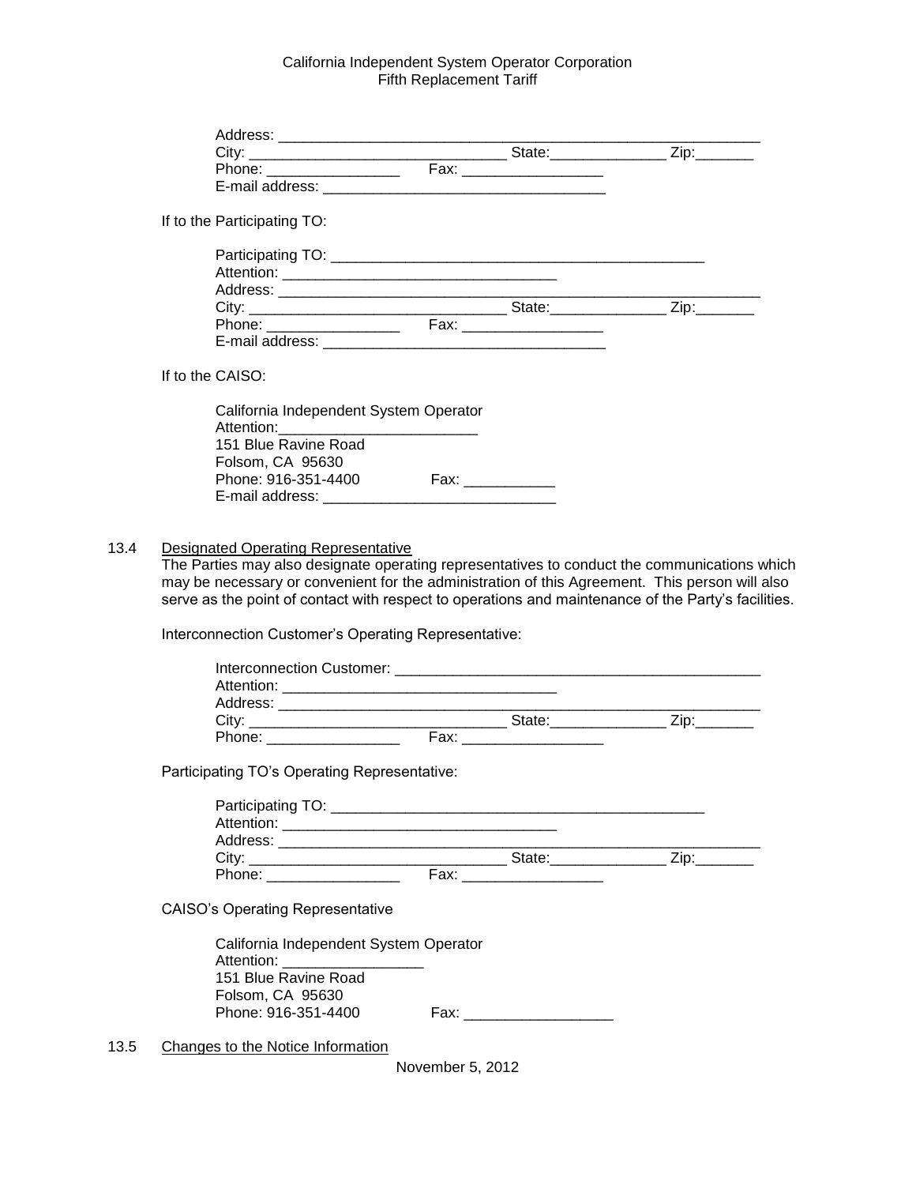Address: ___________________________________________________________
City: _______________________________ State:______________ Zip:_______
Phone: ________________ Fax: _________________
E-mail address: __________________________________

If to the Participating TO:

Participating TO: ______________________________________________
Attention: _________________________________
Address: ___________________________________________________________
City: _______________________________ State:______________ Zip:_______
Phone: ________________ Fax: _________________
E-mail address: __________________________________

If to the CAISO:

California Independent System Operator
Attention:________________________
151 Blue Ravine Road
Folsom, CA 95630
Phone: 916-351-4400 Fax: ___________
E-mail address: ___________________________

13.4 Designated Operating Representative

The Parties may also designate operating representatives to conduct the communications which may be necessary or convenient for the administration of this Agreement. This person will also serve as the point of contact with respect to operations and maintenance of the Party's facilities.

Interconnection Customer's Operating Representative:

Interconnection Customer: ____________________________________________
Attention: _________________________________
Address: ___________________________________________________________
City: _______________________________ State:______________ Zip:_______
Phone: ________________ Fax: _________________

Participating TO's Operating Representative:

Participating TO: ______________________________________________
Attention: _________________________________
Address: ___________________________________________________________
City: _______________________________ State:______________ Zip:_______
Phone: ________________ Fax: _________________

CAISO's Operating Representative

California Independent System Operator
Attention: ________________
151 Blue Ravine Road
Folsom, CA 95630
Phone: 916-351-4400 Fax: __________________

13.5 Changes to the Notice Information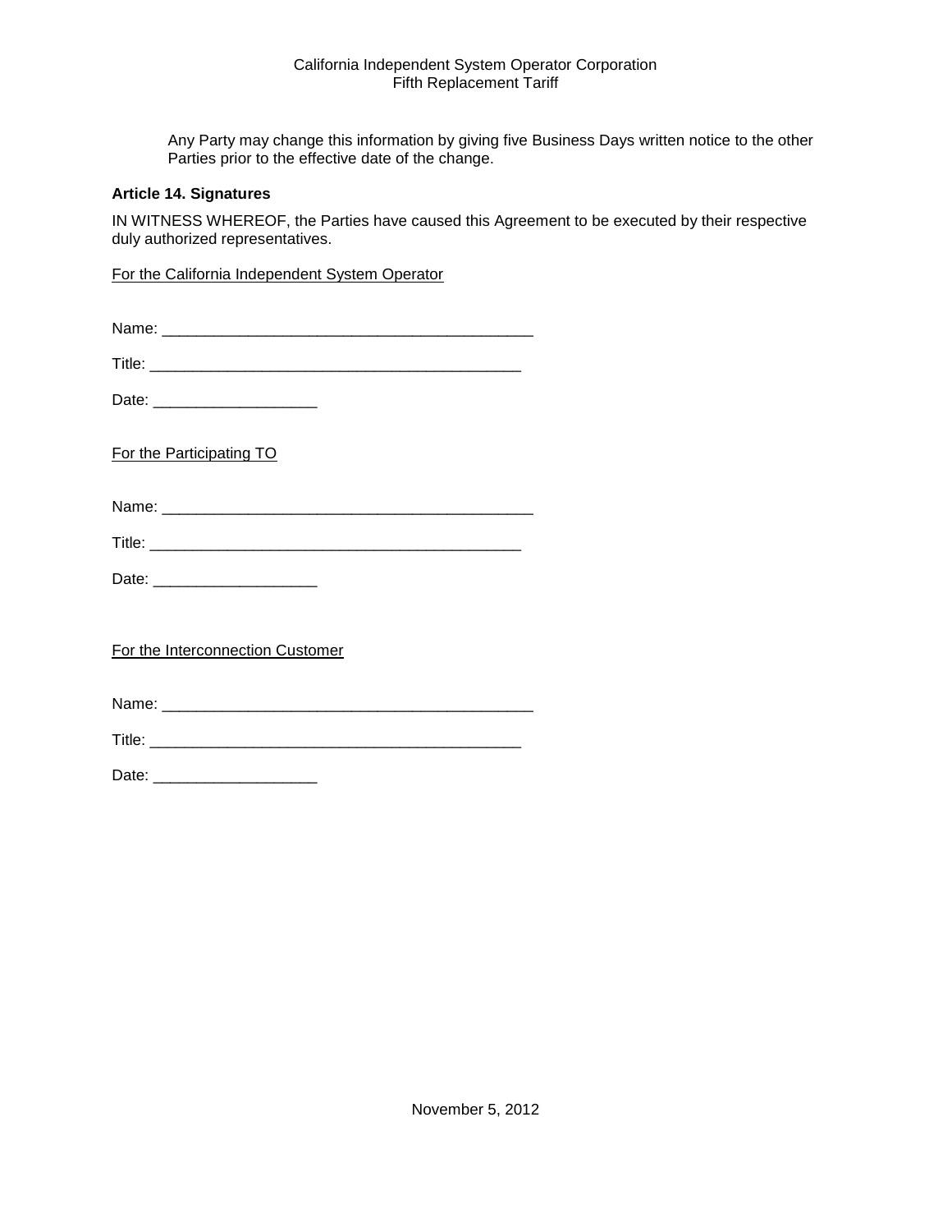Any Party may change this information by giving five Business Days written notice to the other Parties prior to the effective date of the change.

**Article 14. Signatures**

IN WITNESS WHEREOF, the Parties have caused this Agreement to be executed by their respective duly authorized representatives.

For the California Independent System Operator

Name: ___________________________________________

Title: ___________________________________________

Date: ___________________

For the Participating TO

Name: ___________________________________________

Title: ___________________________________________

Date: ___________________

For the Interconnection Customer

Name: ___________________________________________

Title: ___________________________________________

Date: ___________________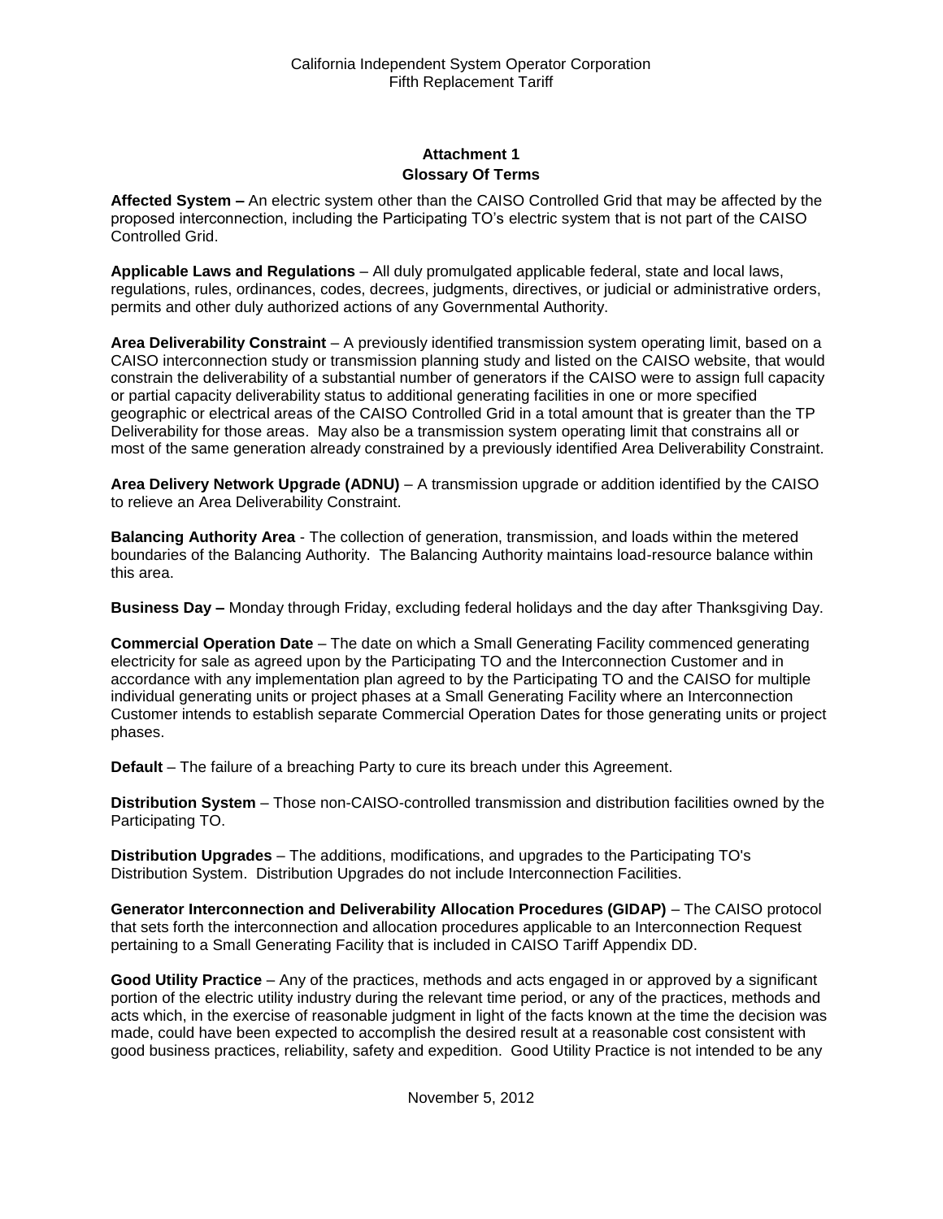## Attachment 1
## Glossary Of Terms

**Affected System –** An electric system other than the CAISO Controlled Grid that may be affected by the proposed interconnection, including the Participating TO's electric system that is not part of the CAISO Controlled Grid.

**Applicable Laws and Regulations** – All duly promulgated applicable federal, state and local laws, regulations, rules, ordinances, codes, decrees, judgments, directives, or judicial or administrative orders, permits and other duly authorized actions of any Governmental Authority.

**Area Deliverability Constraint** – A previously identified transmission system operating limit, based on a CAISO interconnection study or transmission planning study and listed on the CAISO website, that would constrain the deliverability of a substantial number of generators if the CAISO were to assign full capacity or partial capacity deliverability status to additional generating facilities in one or more specified geographic or electrical areas of the CAISO Controlled Grid in a total amount that is greater than the TP Deliverability for those areas. May also be a transmission system operating limit that constrains all or most of the same generation already constrained by a previously identified Area Deliverability Constraint.

**Area Delivery Network Upgrade (ADNU)** – A transmission upgrade or addition identified by the CAISO to relieve an Area Deliverability Constraint.

**Balancing Authority Area** - The collection of generation, transmission, and loads within the metered boundaries of the Balancing Authority. The Balancing Authority maintains load-resource balance within this area.

**Business Day –** Monday through Friday, excluding federal holidays and the day after Thanksgiving Day.

**Commercial Operation Date** – The date on which a Small Generating Facility commenced generating electricity for sale as agreed upon by the Participating TO and the Interconnection Customer and in accordance with any implementation plan agreed to by the Participating TO and the CAISO for multiple individual generating units or project phases at a Small Generating Facility where an Interconnection Customer intends to establish separate Commercial Operation Dates for those generating units or project phases.

**Default** – The failure of a breaching Party to cure its breach under this Agreement.

**Distribution System** – Those non-CAISO-controlled transmission and distribution facilities owned by the Participating TO.

**Distribution Upgrades** – The additions, modifications, and upgrades to the Participating TO's Distribution System. Distribution Upgrades do not include Interconnection Facilities.

**Generator Interconnection and Deliverability Allocation Procedures (GIDAP)** – The CAISO protocol that sets forth the interconnection and allocation procedures applicable to an Interconnection Request pertaining to a Small Generating Facility that is included in CAISO Tariff Appendix DD.

**Good Utility Practice** – Any of the practices, methods and acts engaged in or approved by a significant portion of the electric utility industry during the relevant time period, or any of the practices, methods and acts which, in the exercise of reasonable judgment in light of the facts known at the time the decision was made, could have been expected to accomplish the desired result at a reasonable cost consistent with good business practices, reliability, safety and expedition. Good Utility Practice is not intended to be any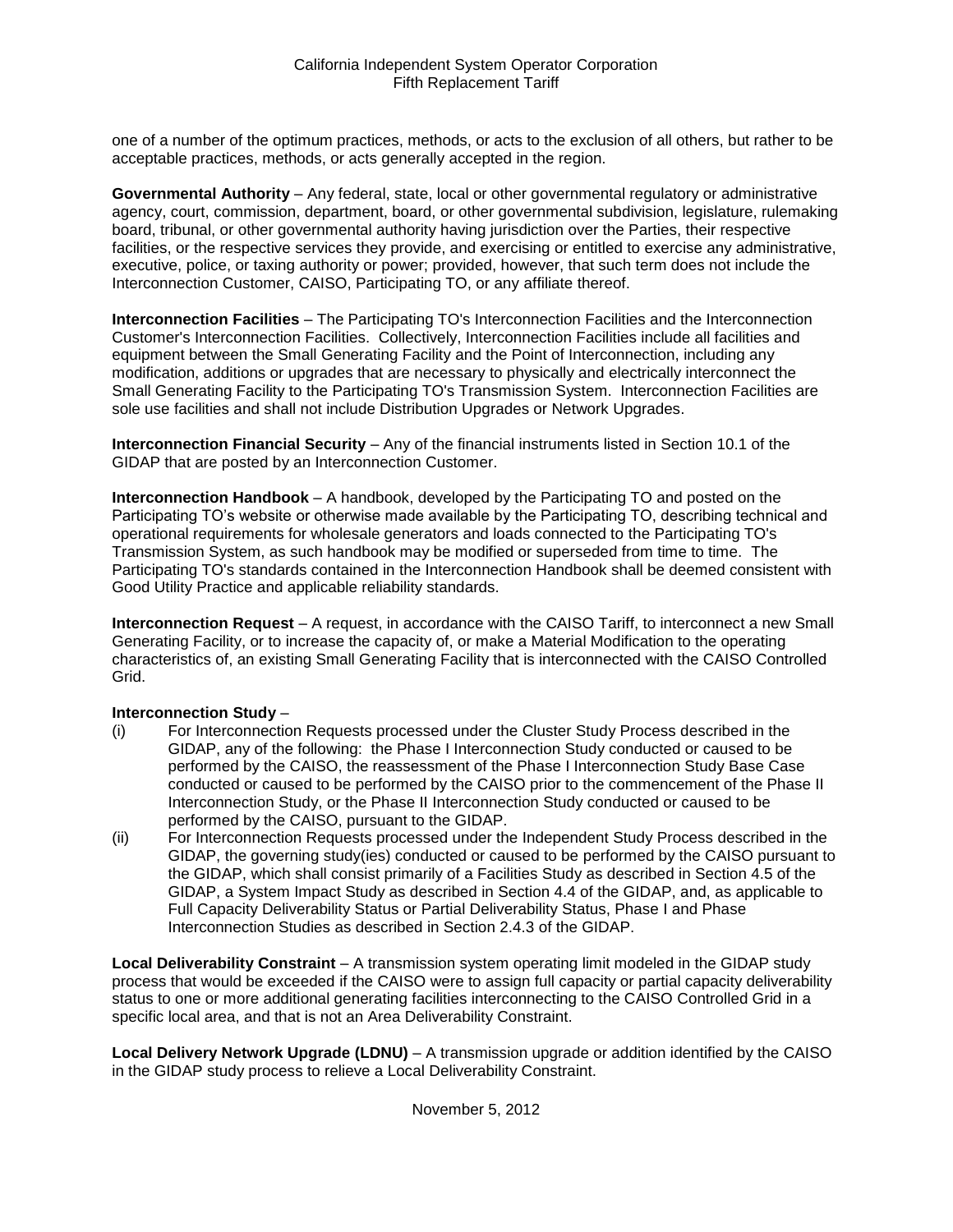one of a number of the optimum practices, methods, or acts to the exclusion of all others, but rather to be acceptable practices, methods, or acts generally accepted in the region.

**Governmental Authority** – Any federal, state, local or other governmental regulatory or administrative agency, court, commission, department, board, or other governmental subdivision, legislature, rulemaking board, tribunal, or other governmental authority having jurisdiction over the Parties, their respective facilities, or the respective services they provide, and exercising or entitled to exercise any administrative, executive, police, or taxing authority or power; provided, however, that such term does not include the Interconnection Customer, CAISO, Participating TO, or any affiliate thereof.

**Interconnection Facilities** – The Participating TO's Interconnection Facilities and the Interconnection Customer's Interconnection Facilities. Collectively, Interconnection Facilities include all facilities and equipment between the Small Generating Facility and the Point of Interconnection, including any modification, additions or upgrades that are necessary to physically and electrically interconnect the Small Generating Facility to the Participating TO's Transmission System. Interconnection Facilities are sole use facilities and shall not include Distribution Upgrades or Network Upgrades.

**Interconnection Financial Security** – Any of the financial instruments listed in Section 10.1 of the GIDAP that are posted by an Interconnection Customer.

**Interconnection Handbook** – A handbook, developed by the Participating TO and posted on the Participating TO's website or otherwise made available by the Participating TO, describing technical and operational requirements for wholesale generators and loads connected to the Participating TO's Transmission System, as such handbook may be modified or superseded from time to time. The Participating TO's standards contained in the Interconnection Handbook shall be deemed consistent with Good Utility Practice and applicable reliability standards.

**Interconnection Request** – A request, in accordance with the CAISO Tariff, to interconnect a new Small Generating Facility, or to increase the capacity of, or make a Material Modification to the operating characteristics of, an existing Small Generating Facility that is interconnected with the CAISO Controlled Grid.

**Interconnection Study** –

(i) For Interconnection Requests processed under the Cluster Study Process described in the GIDAP, any of the following: the Phase I Interconnection Study conducted or caused to be performed by the CAISO, the reassessment of the Phase I Interconnection Study Base Case conducted or caused to be performed by the CAISO prior to the commencement of the Phase II Interconnection Study, or the Phase II Interconnection Study conducted or caused to be performed by the CAISO, pursuant to the GIDAP.

(ii) For Interconnection Requests processed under the Independent Study Process described in the GIDAP, the governing study(ies) conducted or caused to be performed by the CAISO pursuant to the GIDAP, which shall consist primarily of a Facilities Study as described in Section 4.5 of the GIDAP, a System Impact Study as described in Section 4.4 of the GIDAP, and, as applicable to Full Capacity Deliverability Status or Partial Deliverability Status, Phase I and Phase Interconnection Studies as described in Section 2.4.3 of the GIDAP.

**Local Deliverability Constraint** – A transmission system operating limit modeled in the GIDAP study process that would be exceeded if the CAISO were to assign full capacity or partial capacity deliverability status to one or more additional generating facilities interconnecting to the CAISO Controlled Grid in a specific local area, and that is not an Area Deliverability Constraint.

**Local Delivery Network Upgrade (LDNU)** – A transmission upgrade or addition identified by the CAISO in the GIDAP study process to relieve a Local Deliverability Constraint.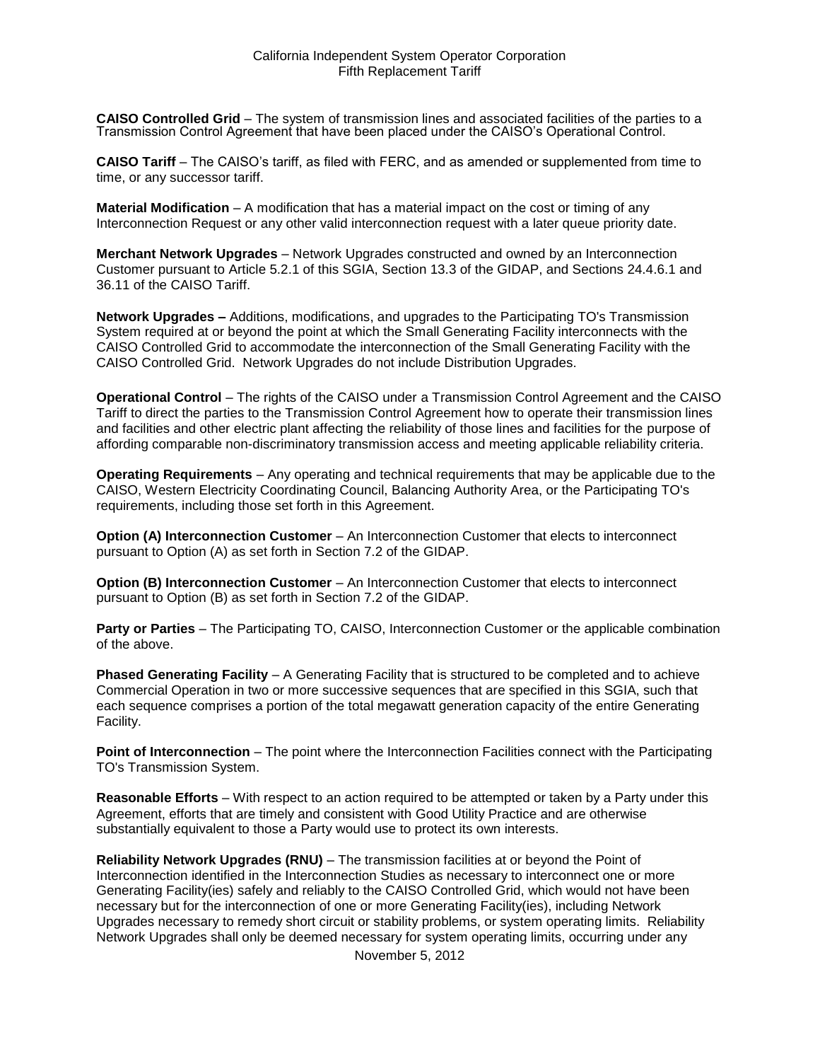**CAISO Controlled Grid** – The system of transmission lines and associated facilities of the parties to a Transmission Control Agreement that have been placed under the CAISO's Operational Control.

**CAISO Tariff** – The CAISO's tariff, as filed with FERC, and as amended or supplemented from time to time, or any successor tariff.

**Material Modification** – A modification that has a material impact on the cost or timing of any Interconnection Request or any other valid interconnection request with a later queue priority date.

**Merchant Network Upgrades** – Network Upgrades constructed and owned by an Interconnection Customer pursuant to Article 5.2.1 of this SGIA, Section 13.3 of the GIDAP, and Sections 24.4.6.1 and 36.11 of the CAISO Tariff.

**Network Upgrades –** Additions, modifications, and upgrades to the Participating TO's Transmission System required at or beyond the point at which the Small Generating Facility interconnects with the CAISO Controlled Grid to accommodate the interconnection of the Small Generating Facility with the CAISO Controlled Grid. Network Upgrades do not include Distribution Upgrades.

**Operational Control** – The rights of the CAISO under a Transmission Control Agreement and the CAISO Tariff to direct the parties to the Transmission Control Agreement how to operate their transmission lines and facilities and other electric plant affecting the reliability of those lines and facilities for the purpose of affording comparable non-discriminatory transmission access and meeting applicable reliability criteria.

**Operating Requirements** – Any operating and technical requirements that may be applicable due to the CAISO, Western Electricity Coordinating Council, Balancing Authority Area, or the Participating TO's requirements, including those set forth in this Agreement.

**Option (A) Interconnection Customer** – An Interconnection Customer that elects to interconnect pursuant to Option (A) as set forth in Section 7.2 of the GIDAP.

**Option (B) Interconnection Customer** – An Interconnection Customer that elects to interconnect pursuant to Option (B) as set forth in Section 7.2 of the GIDAP.

**Party or Parties** – The Participating TO, CAISO, Interconnection Customer or the applicable combination of the above.

**Phased Generating Facility** – A Generating Facility that is structured to be completed and to achieve Commercial Operation in two or more successive sequences that are specified in this SGIA, such that each sequence comprises a portion of the total megawatt generation capacity of the entire Generating Facility.

**Point of Interconnection** – The point where the Interconnection Facilities connect with the Participating TO's Transmission System.

**Reasonable Efforts** – With respect to an action required to be attempted or taken by a Party under this Agreement, efforts that are timely and consistent with Good Utility Practice and are otherwise substantially equivalent to those a Party would use to protect its own interests.

**Reliability Network Upgrades (RNU)** – The transmission facilities at or beyond the Point of Interconnection identified in the Interconnection Studies as necessary to interconnect one or more Generating Facility(ies) safely and reliably to the CAISO Controlled Grid, which would not have been necessary but for the interconnection of one or more Generating Facility(ies), including Network Upgrades necessary to remedy short circuit or stability problems, or system operating limits. Reliability Network Upgrades shall only be deemed necessary for system operating limits, occurring under any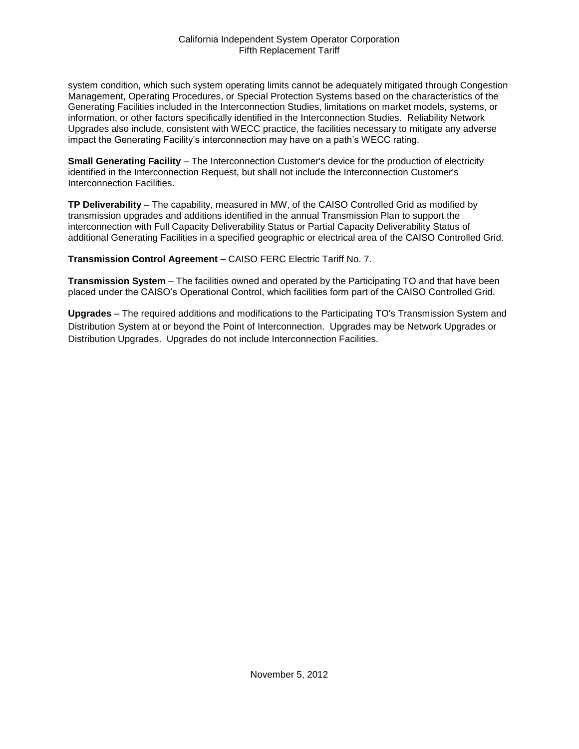system condition, which such system operating limits cannot be adequately mitigated through Congestion Management, Operating Procedures, or Special Protection Systems based on the characteristics of the Generating Facilities included in the Interconnection Studies, limitations on market models, systems, or information, or other factors specifically identified in the Interconnection Studies. Reliability Network Upgrades also include, consistent with WECC practice, the facilities necessary to mitigate any adverse impact the Generating Facility's interconnection may have on a path's WECC rating.

**Small Generating Facility** – The Interconnection Customer's device for the production of electricity identified in the Interconnection Request, but shall not include the Interconnection Customer's Interconnection Facilities.

**TP Deliverability** – The capability, measured in MW, of the CAISO Controlled Grid as modified by transmission upgrades and additions identified in the annual Transmission Plan to support the interconnection with Full Capacity Deliverability Status or Partial Capacity Deliverability Status of additional Generating Facilities in a specified geographic or electrical area of the CAISO Controlled Grid.

**Transmission Control Agreement –** CAISO FERC Electric Tariff No. 7.

**Transmission System** – The facilities owned and operated by the Participating TO and that have been placed under the CAISO's Operational Control, which facilities form part of the CAISO Controlled Grid.

**Upgrades** – The required additions and modifications to the Participating TO's Transmission System and Distribution System at or beyond the Point of Interconnection. Upgrades may be Network Upgrades or Distribution Upgrades. Upgrades do not include Interconnection Facilities.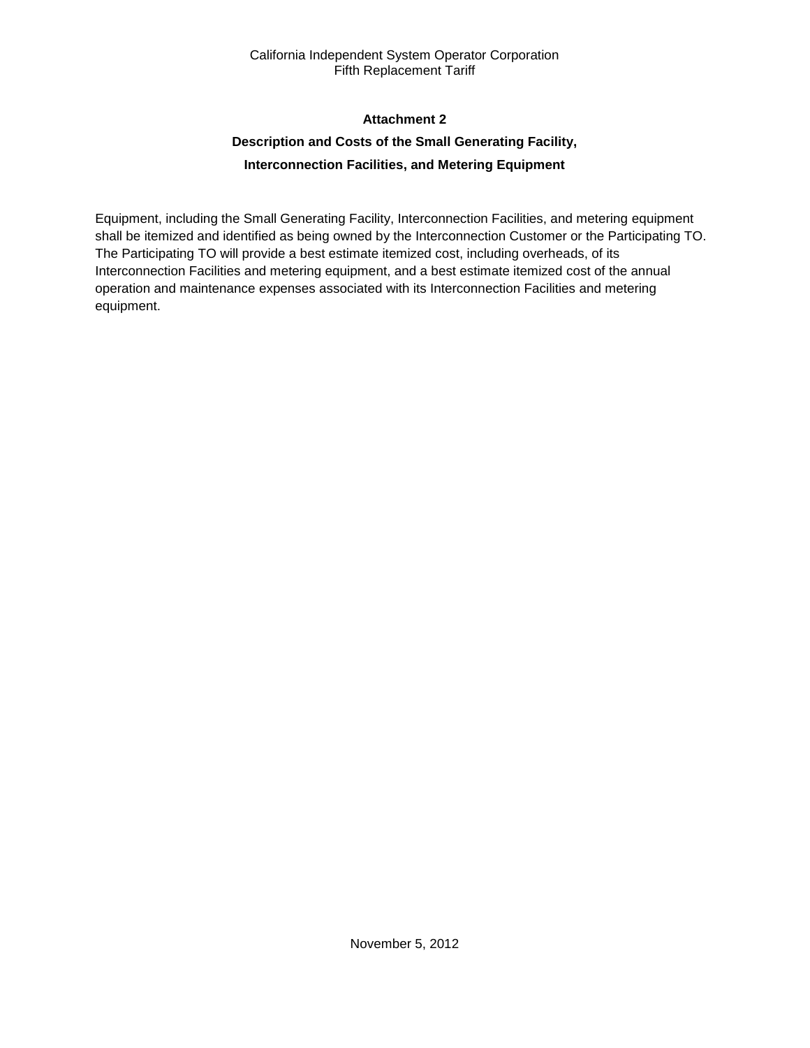## Attachment 2

## Description and Costs of the Small Generating Facility, Interconnection Facilities, and Metering Equipment

Equipment, including the Small Generating Facility, Interconnection Facilities, and metering equipment shall be itemized and identified as being owned by the Interconnection Customer or the Participating TO. The Participating TO will provide a best estimate itemized cost, including overheads, of its Interconnection Facilities and metering equipment, and a best estimate itemized cost of the annual operation and maintenance expenses associated with its Interconnection Facilities and metering equipment.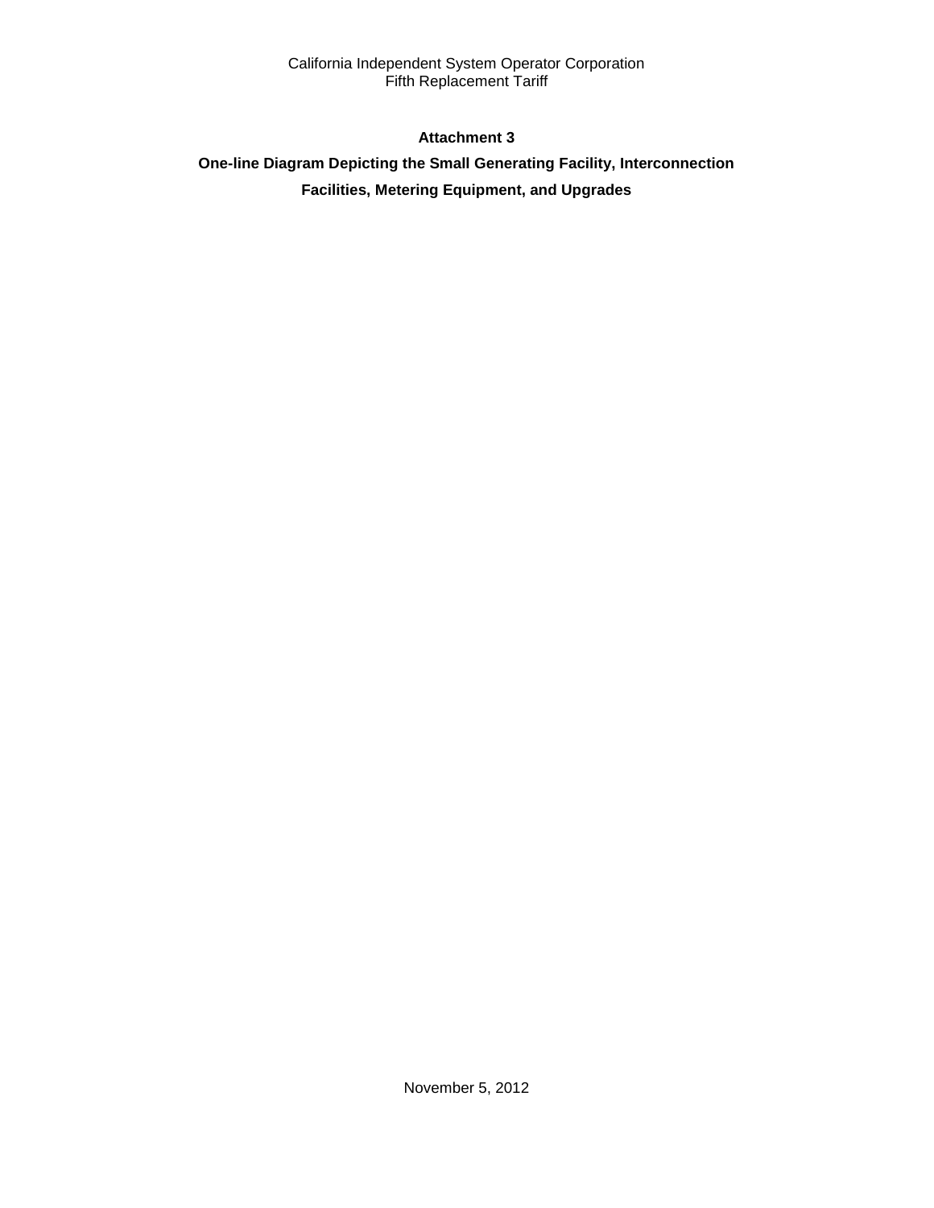**Attachment 3**

**One-line Diagram Depicting the Small Generating Facility, Interconnection Facilities, Metering Equipment, and Upgrades**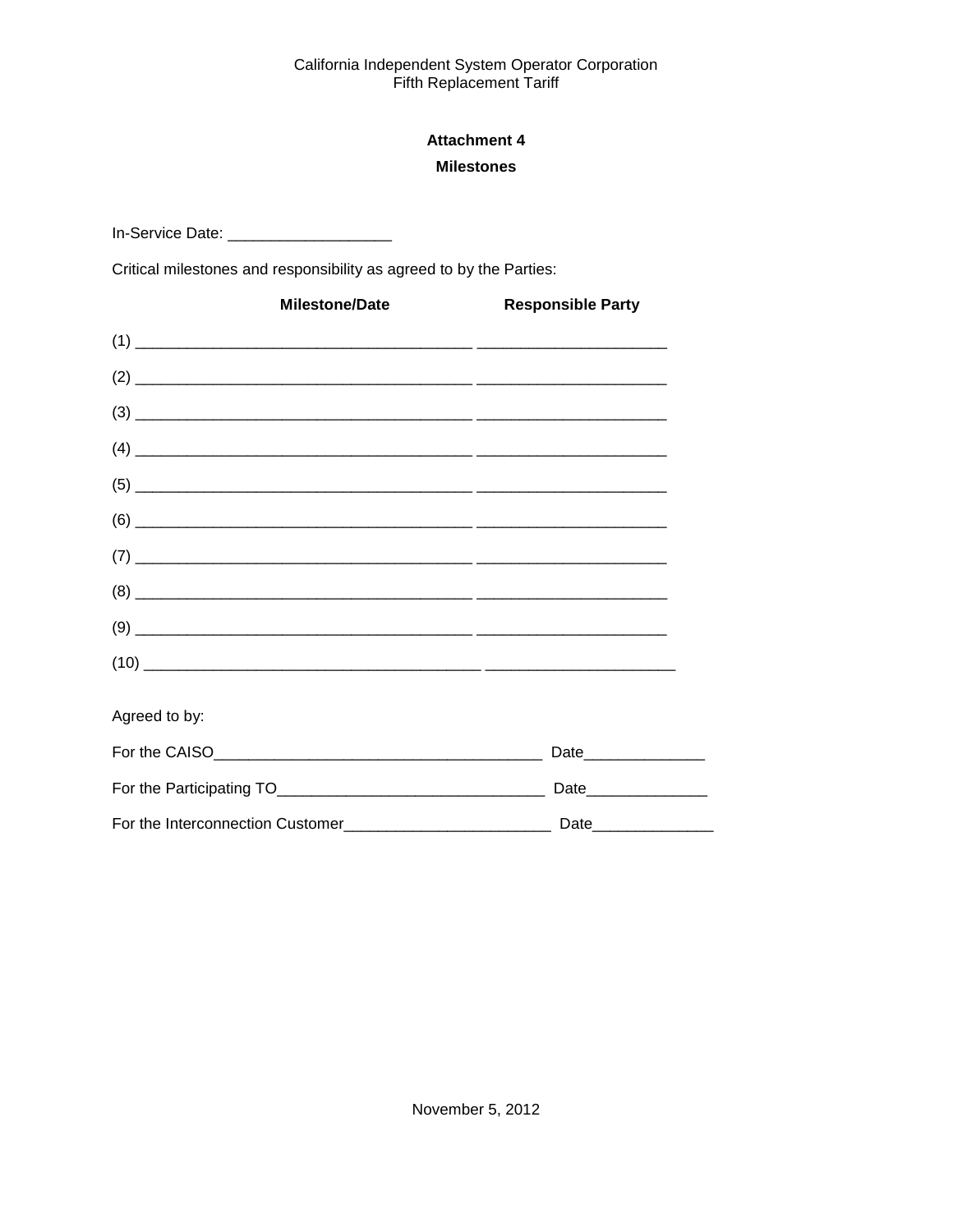## Attachment 4

## Milestones

In-Service Date: ___________________

Critical milestones and responsibility as agreed to by the Parties:

| | Milestone/Date | Responsible Party |
|---|---|---|
| (1) | _______________________________________ | ______________________ |
| (2) | _______________________________________ | ______________________ |
| (3) | _______________________________________ | ______________________ |
| (4) | _______________________________________ | ______________________ |
| (5) | _______________________________________ | ______________________ |
| (6) | _______________________________________ | ______________________ |
| (7) | _______________________________________ | ______________________ |
| (8) | _______________________________________ | ______________________ |
| (9) | _______________________________________ | ______________________ |
| (10) | _______________________________________ | ______________________ |

Agreed to by:

For the CAISO______________________________________ Date______________

For the Participating TO_______________________________ Date______________

For the Interconnection Customer________________________ Date______________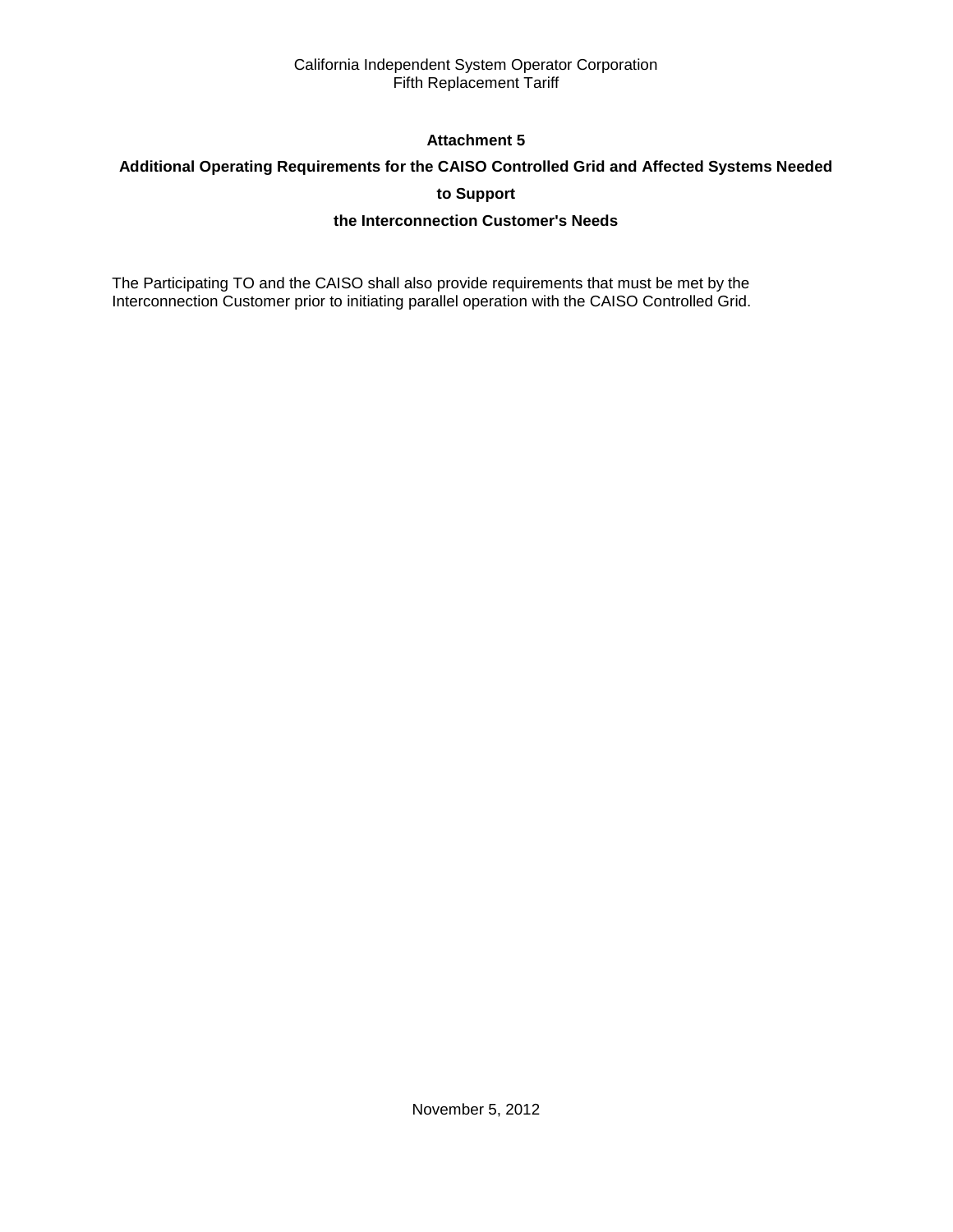# Attachment 5

## Additional Operating Requirements for the CAISO Controlled Grid and Affected Systems Needed to Support the Interconnection Customer's Needs

The Participating TO and the CAISO shall also provide requirements that must be met by the Interconnection Customer prior to initiating parallel operation with the CAISO Controlled Grid.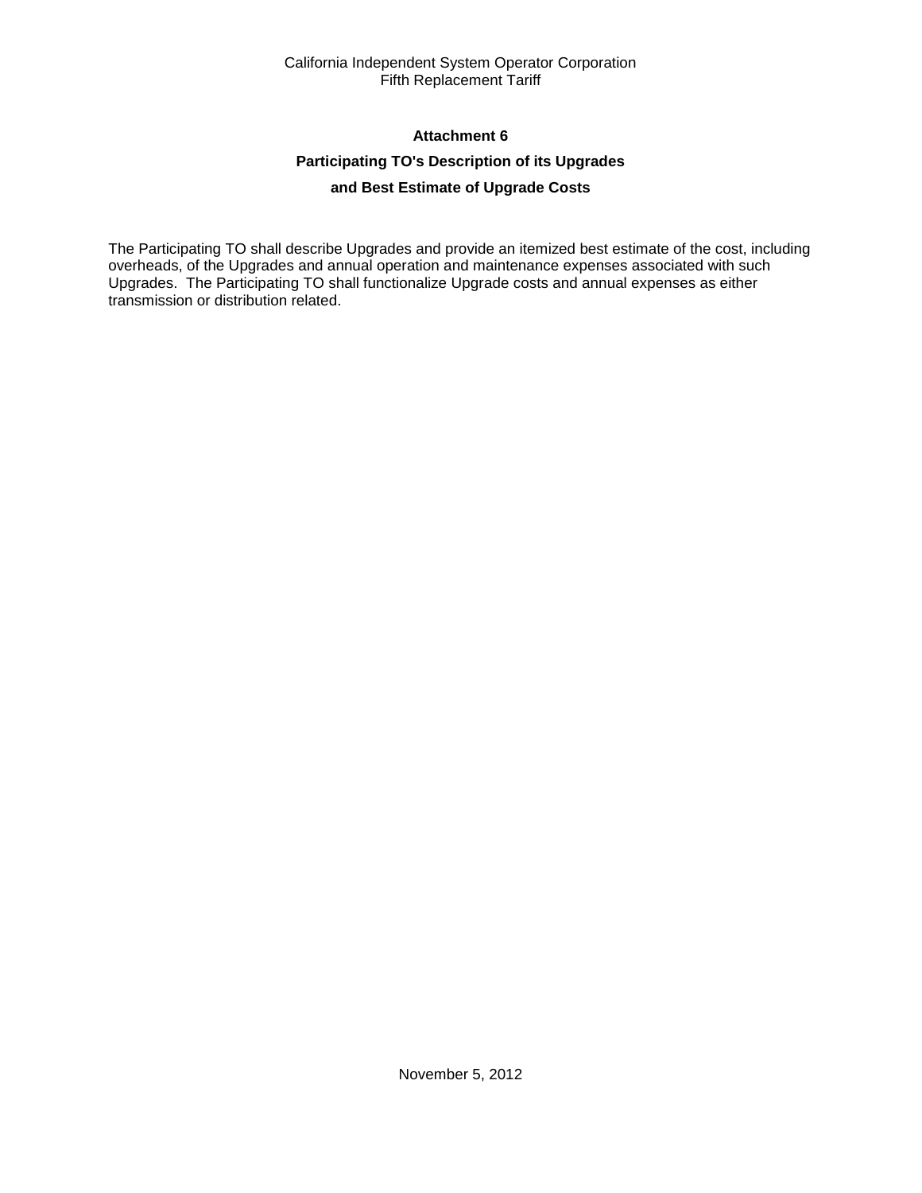## Attachment 6

## Participating TO's Description of its Upgrades

## and Best Estimate of Upgrade Costs

The Participating TO shall describe Upgrades and provide an itemized best estimate of the cost, including overheads, of the Upgrades and annual operation and maintenance expenses associated with such Upgrades. The Participating TO shall functionalize Upgrade costs and annual expenses as either transmission or distribution related.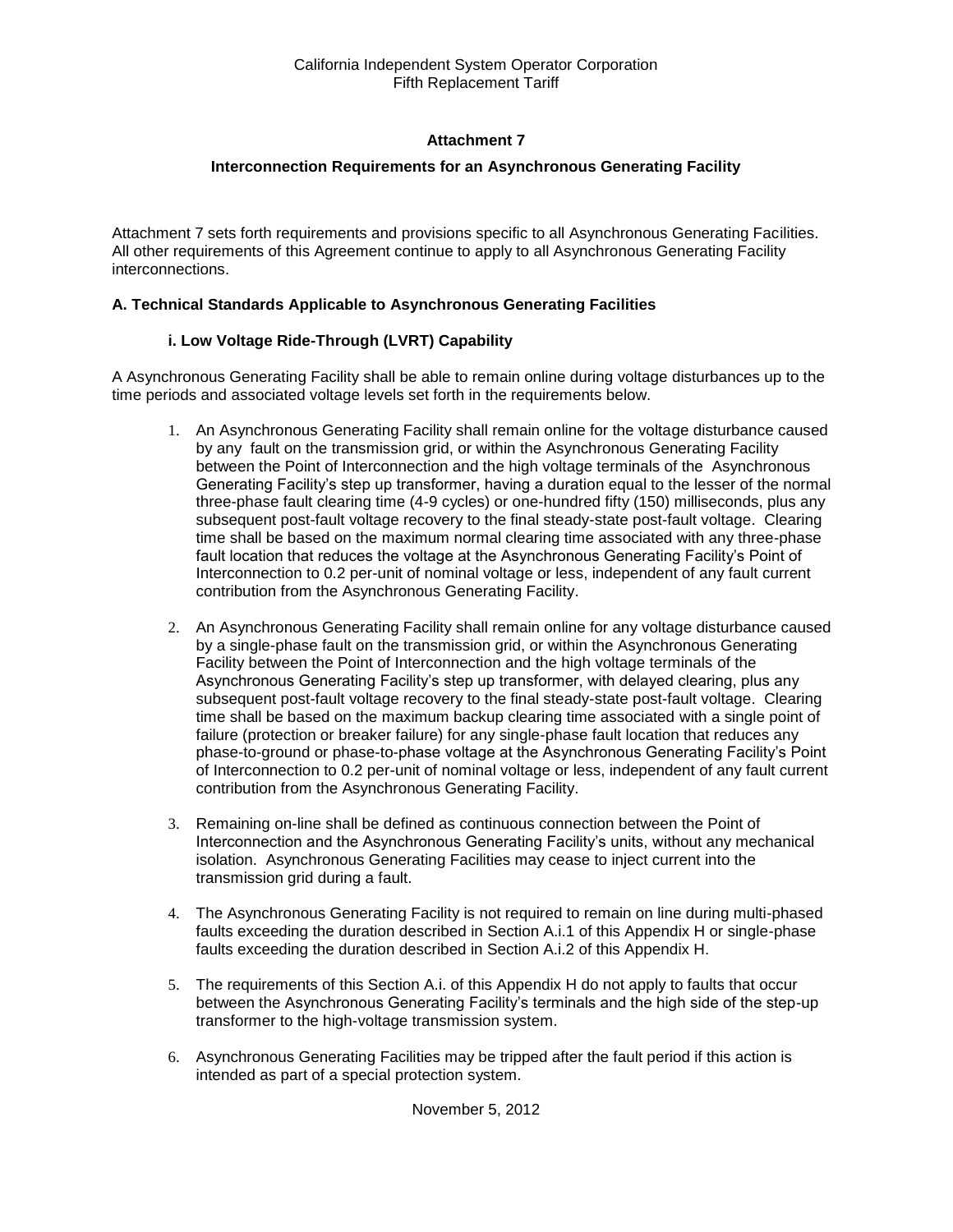### Attachment 7

### Interconnection Requirements for an Asynchronous Generating Facility

Attachment 7 sets forth requirements and provisions specific to all Asynchronous Generating Facilities. All other requirements of this Agreement continue to apply to all Asynchronous Generating Facility interconnections.

#### A. Technical Standards Applicable to Asynchronous Generating Facilities

##### i. Low Voltage Ride-Through (LVRT) Capability

A Asynchronous Generating Facility shall be able to remain online during voltage disturbances up to the time periods and associated voltage levels set forth in the requirements below.

1. An Asynchronous Generating Facility shall remain online for the voltage disturbance caused by any fault on the transmission grid, or within the Asynchronous Generating Facility between the Point of Interconnection and the high voltage terminals of the Asynchronous Generating Facility's step up transformer, having a duration equal to the lesser of the normal three-phase fault clearing time (4-9 cycles) or one-hundred fifty (150) milliseconds, plus any subsequent post-fault voltage recovery to the final steady-state post-fault voltage. Clearing time shall be based on the maximum normal clearing time associated with any three-phase fault location that reduces the voltage at the Asynchronous Generating Facility's Point of Interconnection to 0.2 per-unit of nominal voltage or less, independent of any fault current contribution from the Asynchronous Generating Facility.

2. An Asynchronous Generating Facility shall remain online for any voltage disturbance caused by a single-phase fault on the transmission grid, or within the Asynchronous Generating Facility between the Point of Interconnection and the high voltage terminals of the Asynchronous Generating Facility's step up transformer, with delayed clearing, plus any subsequent post-fault voltage recovery to the final steady-state post-fault voltage. Clearing time shall be based on the maximum backup clearing time associated with a single point of failure (protection or breaker failure) for any single-phase fault location that reduces any phase-to-ground or phase-to-phase voltage at the Asynchronous Generating Facility's Point of Interconnection to 0.2 per-unit of nominal voltage or less, independent of any fault current contribution from the Asynchronous Generating Facility.

3. Remaining on-line shall be defined as continuous connection between the Point of Interconnection and the Asynchronous Generating Facility's units, without any mechanical isolation. Asynchronous Generating Facilities may cease to inject current into the transmission grid during a fault.

4. The Asynchronous Generating Facility is not required to remain on line during multi-phased faults exceeding the duration described in Section A.i.1 of this Appendix H or single-phase faults exceeding the duration described in Section A.i.2 of this Appendix H.

5. The requirements of this Section A.i. of this Appendix H do not apply to faults that occur between the Asynchronous Generating Facility's terminals and the high side of the step-up transformer to the high-voltage transmission system.

6. Asynchronous Generating Facilities may be tripped after the fault period if this action is intended as part of a special protection system.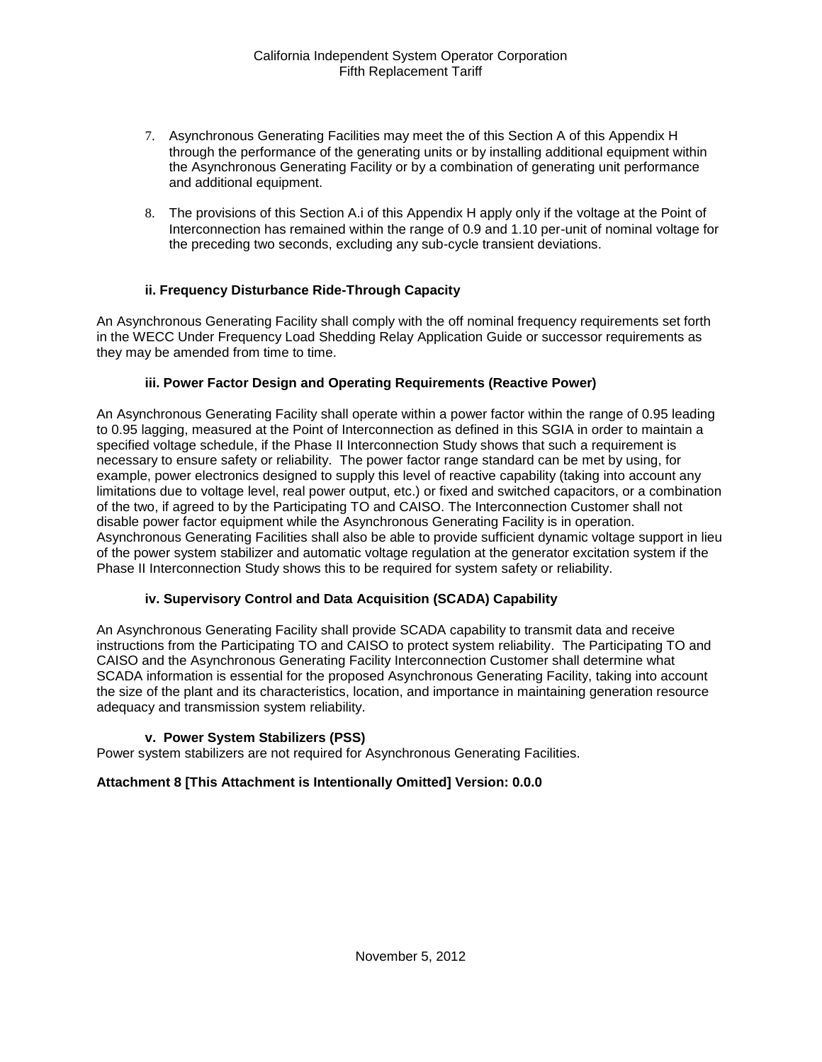7. Asynchronous Generating Facilities may meet the of this Section A of this Appendix H through the performance of the generating units or by installing additional equipment within the Asynchronous Generating Facility or by a combination of generating unit performance and additional equipment.

8. The provisions of this Section A.i of this Appendix H apply only if the voltage at the Point of Interconnection has remained within the range of 0.9 and 1.10 per-unit of nominal voltage for the preceding two seconds, excluding any sub-cycle transient deviations.

### ii. Frequency Disturbance Ride-Through Capacity

An Asynchronous Generating Facility shall comply with the off nominal frequency requirements set forth in the WECC Under Frequency Load Shedding Relay Application Guide or successor requirements as they may be amended from time to time.

### iii. Power Factor Design and Operating Requirements (Reactive Power)

An Asynchronous Generating Facility shall operate within a power factor within the range of 0.95 leading to 0.95 lagging, measured at the Point of Interconnection as defined in this SGIA in order to maintain a specified voltage schedule, if the Phase II Interconnection Study shows that such a requirement is necessary to ensure safety or reliability. The power factor range standard can be met by using, for example, power electronics designed to supply this level of reactive capability (taking into account any limitations due to voltage level, real power output, etc.) or fixed and switched capacitors, or a combination of the two, if agreed to by the Participating TO and CAISO. The Interconnection Customer shall not disable power factor equipment while the Asynchronous Generating Facility is in operation. Asynchronous Generating Facilities shall also be able to provide sufficient dynamic voltage support in lieu of the power system stabilizer and automatic voltage regulation at the generator excitation system if the Phase II Interconnection Study shows this to be required for system safety or reliability.

### iv. Supervisory Control and Data Acquisition (SCADA) Capability

An Asynchronous Generating Facility shall provide SCADA capability to transmit data and receive instructions from the Participating TO and CAISO to protect system reliability. The Participating TO and CAISO and the Asynchronous Generating Facility Interconnection Customer shall determine what SCADA information is essential for the proposed Asynchronous Generating Facility, taking into account the size of the plant and its characteristics, location, and importance in maintaining generation resource adequacy and transmission system reliability.

### v. Power System Stabilizers (PSS)

Power system stabilizers are not required for Asynchronous Generating Facilities.

**Attachment 8 [This Attachment is Intentionally Omitted] Version: 0.0.0**